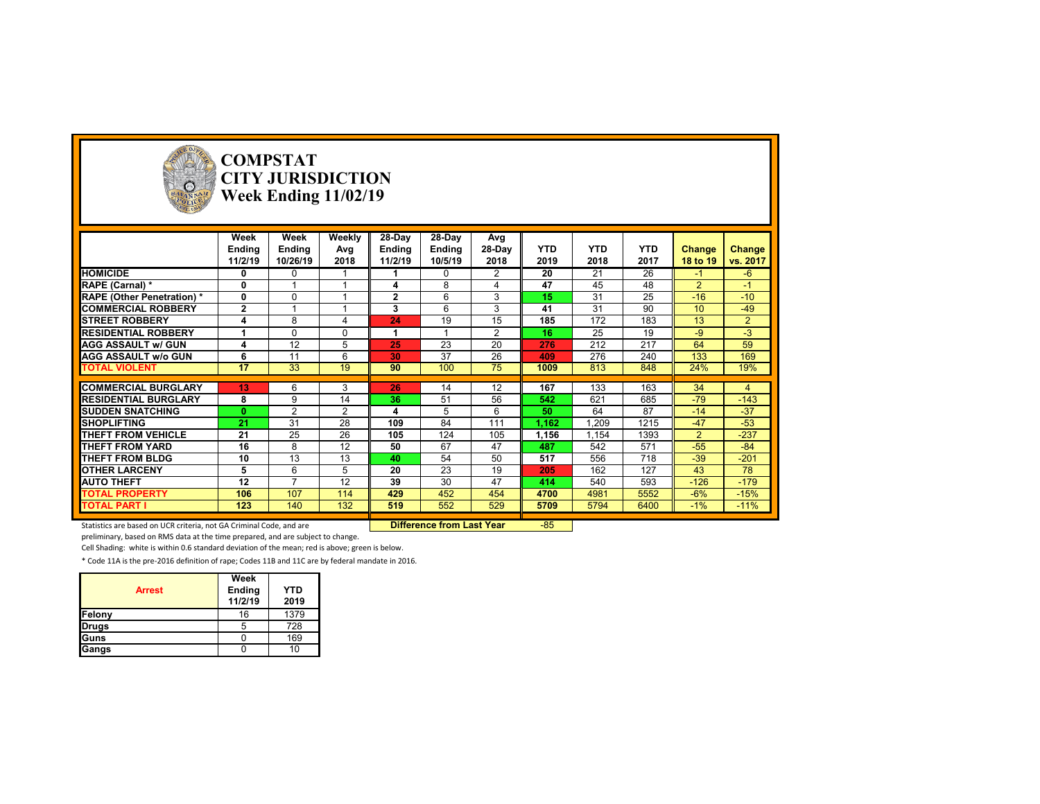# COMPSTAT
# CITY JURISDICTION
# Week Ending 11/02/19

| | Week Ending 11/2/19 | Week Ending 10/26/19 | Weekly Avg 2018 | 28-Day Ending 11/2/19 | 28-Day Ending 10/5/19 | Avg 28-Day 2018 | YTD 2019 | YTD 2018 | YTD 2017 | Change 18 to 19 | Change vs. 2017 |
|---|---|---|---|---|---|---|---|---|---|---|---|
| **HOMICIDE** | **0** | 0 | 1 | **1** | 0 | 2 | **20** | 21 | 26 | -1 | -6 |
| **RAPE (Carnal) *** | **0** | 1 | 1 | **4** | 8 | 4 | **47** | 45 | 48 | 2 | -1 |
| **RAPE (Other Penetration) *** | **0** | 0 | 1 | **2** | 6 | 3 | **15** | 31 | 25 | -16 | -10 |
| **COMMERCIAL ROBBERY** | **2** | 1 | 1 | **3** | 6 | 3 | **41** | 31 | 90 | 10 | -49 |
| **STREET ROBBERY** | **4** | 8 | 4 | **24** | 19 | 15 | **185** | 172 | 183 | 13 | 2 |
| **RESIDENTIAL ROBBERY** | **1** | 0 | 0 | **1** | 1 | 2 | **16** | 25 | 19 | -9 | -3 |
| **AGG ASSAULT w/ GUN** | **4** | 12 | 5 | **25** | 23 | 20 | **276** | 212 | 217 | 64 | 59 |
| **AGG ASSAULT w/o GUN** | **6** | 11 | 6 | **30** | 37 | 26 | **409** | 276 | 240 | 133 | 169 |
| **TOTAL VIOLENT** | **17** | 33 | 19 | **90** | 100 | 75 | **1009** | 813 | 848 | 24% | 19% |
| **COMMERCIAL BURGLARY** | **13** | 6 | 3 | **26** | 14 | 12 | **167** | 133 | 163 | 34 | 4 |
| **RESIDENTIAL BURGLARY** | **8** | 9 | 14 | **36** | 51 | 56 | **542** | 621 | 685 | -79 | -143 |
| **SUDDEN SNATCHING** | **0** | 2 | 2 | **4** | 5 | 6 | **50** | 64 | 87 | -14 | -37 |
| **SHOPLIFTING** | **21** | 31 | 28 | **109** | 84 | 111 | **1,162** | 1,209 | 1215 | -47 | -53 |
| **THEFT FROM VEHICLE** | **21** | 25 | 26 | **105** | 124 | 105 | **1,156** | 1,154 | 1393 | 2 | -237 |
| **THEFT FROM YARD** | **16** | 8 | 12 | **50** | 67 | 47 | **487** | 542 | 571 | -55 | -84 |
| **THEFT FROM BLDG** | **10** | 13 | 13 | **40** | 54 | 50 | **517** | 556 | 718 | -39 | -201 |
| **OTHER LARCENY** | **5** | 6 | 5 | **20** | 23 | 19 | **205** | 162 | 127 | 43 | 78 |
| **AUTO THEFT** | **12** | 7 | 12 | **39** | 30 | 47 | **414** | 540 | 593 | -126 | -179 |
| **TOTAL PROPERTY** | **106** | 107 | 114 | **429** | 452 | 454 | **4700** | 4981 | 5552 | -6% | -15% |
| **TOTAL PART I** | **123** | 140 | 132 | **519** | 552 | 529 | **5709** | 5794 | 6400 | -1% | -11% |

**Difference from Last Year** -85

Statistics are based on UCR criteria, not GA Criminal Code, and are preliminary, based on RMS data at the time prepared, and are subject to change.

Cell Shading: white is within 0.6 standard deviation of the mean; red is above; green is below.

* Code 11A is the pre-2016 definition of rape; Codes 11B and 11C are by federal mandate in 2016.

| Arrest | Week Ending 11/2/19 | YTD 2019 |
|---|---|---|
| **Felony** | 16 | 1379 |
| **Drugs** | 5 | 728 |
| **Guns** | 0 | 169 |
| **Gangs** | 0 | 10 |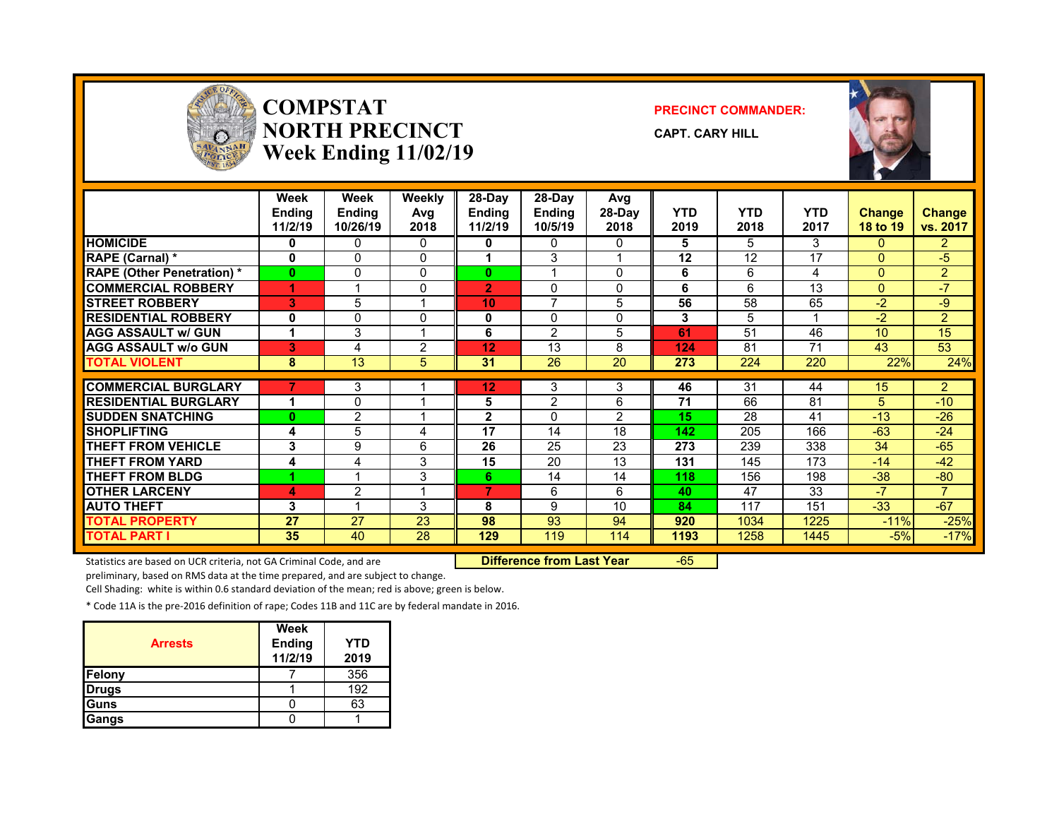# COMPSTAT NORTH PRECINCT Week Ending 11/02/19

**PRECINCT COMMANDER:**

**CAPT. CARY HILL**

| | Week Ending 11/2/19 | Week Ending 10/26/19 | Weekly Avg 2018 | 28-Day Ending 11/2/19 | 28-Day Ending 10/5/19 | Avg 28-Day 2018 | YTD 2019 | YTD 2018 | YTD 2017 | Change 18 to 19 | Change vs. 2017 |
|---|---|---|---|---|---|---|---|---|---|---|---|
| **HOMICIDE** | 0 | 0 | 0 | 0 | 0 | 0 | 5 | 5 | 3 | 0 | 2 |
| **RAPE (Carnal) *** | 0 | 0 | 0 | 1 | 3 | 1 | 12 | 12 | 17 | 0 | -5 |
| **RAPE (Other Penetration) *** | 0 | 0 | 0 | 0 | 1 | 0 | 6 | 6 | 4 | 0 | 2 |
| **COMMERCIAL ROBBERY** | 1 | 1 | 0 | 2 | 0 | 0 | 6 | 6 | 13 | 0 | -7 |
| **STREET ROBBERY** | 3 | 5 | 1 | 10 | 7 | 5 | 56 | 58 | 65 | -2 | -9 |
| **RESIDENTIAL ROBBERY** | 0 | 0 | 0 | 0 | 0 | 0 | 3 | 5 | 1 | -2 | 2 |
| **AGG ASSAULT w/ GUN** | 1 | 3 | 1 | 6 | 2 | 5 | 61 | 51 | 46 | 10 | 15 |
| **AGG ASSAULT w/o GUN** | 3 | 4 | 2 | 12 | 13 | 8 | 124 | 81 | 71 | 43 | 53 |
| **TOTAL VIOLENT** | 8 | 13 | 5 | 31 | 26 | 20 | 273 | 224 | 220 | 22% | 24% |
| **COMMERCIAL BURGLARY** | 7 | 3 | 1 | 12 | 3 | 3 | 46 | 31 | 44 | 15 | 2 |
| **RESIDENTIAL BURGLARY** | 1 | 0 | 1 | 5 | 2 | 6 | 71 | 66 | 81 | 5 | -10 |
| **SUDDEN SNATCHING** | 0 | 2 | 1 | 2 | 0 | 2 | 15 | 28 | 41 | -13 | -26 |
| **SHOPLIFTING** | 4 | 5 | 4 | 17 | 14 | 18 | 142 | 205 | 166 | -63 | -24 |
| **THEFT FROM VEHICLE** | 3 | 9 | 6 | 26 | 25 | 23 | 273 | 239 | 338 | 34 | -65 |
| **THEFT FROM YARD** | 4 | 4 | 3 | 15 | 20 | 13 | 131 | 145 | 173 | -14 | -42 |
| **THEFT FROM BLDG** | 1 | 1 | 3 | 6 | 14 | 14 | 118 | 156 | 198 | -38 | -80 |
| **OTHER LARCENY** | 4 | 2 | 1 | 7 | 6 | 6 | 40 | 47 | 33 | -7 | 7 |
| **AUTO THEFT** | 3 | 1 | 3 | 8 | 9 | 10 | 84 | 117 | 151 | -33 | -67 |
| **TOTAL PROPERTY** | 27 | 27 | 23 | 98 | 93 | 94 | 920 | 1034 | 1225 | -11% | -25% |
| **TOTAL PART I** | 35 | 40 | 28 | 129 | 119 | 114 | 1193 | 1258 | 1445 | -5% | -17% |

**Difference from Last Year** -65

Statistics are based on UCR criteria, not GA Criminal Code, and are preliminary, based on RMS data at the time prepared, and are subject to change.

Cell Shading: white is within 0.6 standard deviation of the mean; red is above; green is below.

* Code 11A is the pre-2016 definition of rape; Codes 11B and 11C are by federal mandate in 2016.

| Arrests | Week Ending 11/2/19 | YTD 2019 |
|---|---|---|
| Felony | 7 | 356 |
| Drugs | 1 | 192 |
| Guns | 0 | 63 |
| Gangs | 0 | 1 |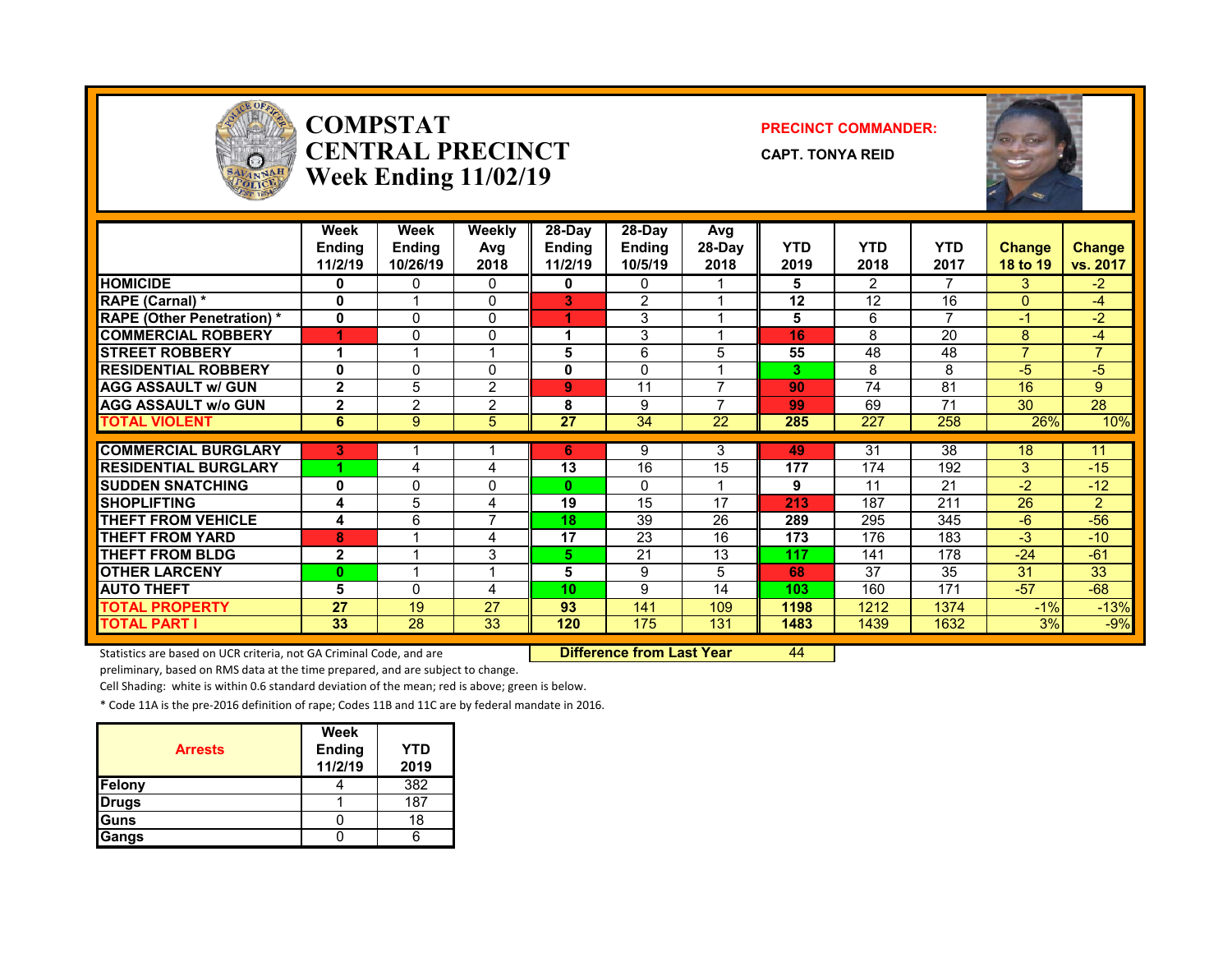# COMPSTAT
# CENTRAL PRECINCT
# Week Ending 11/02/19

**PRECINCT COMMANDER:**

**CAPT. TONYA REID**

| | Week Ending 11/2/19 | Week Ending 10/26/19 | Weekly Avg 2018 | 28-Day Ending 11/2/19 | 28-Day Ending 10/5/19 | Avg 28-Day 2018 | YTD 2019 | YTD 2018 | YTD 2017 | Change 18 to 19 | Change vs. 2017 |
|---|---|---|---|---|---|---|---|---|---|---|---|
| HOMICIDE | 0 | 0 | 0 | 0 | 0 | 1 | 5 | 2 | 7 | 3 | -2 |
| RAPE (Carnal) * | 0 | 1 | 0 | 3 | 2 | 1 | 12 | 12 | 16 | 0 | -4 |
| RAPE (Other Penetration) * | 0 | 0 | 0 | 1 | 3 | 1 | 5 | 6 | 7 | -1 | -2 |
| COMMERCIAL ROBBERY | 1 | 0 | 0 | 1 | 3 | 1 | 16 | 8 | 20 | 8 | -4 |
| STREET ROBBERY | 1 | 1 | 1 | 5 | 6 | 5 | 55 | 48 | 48 | 7 | 7 |
| RESIDENTIAL ROBBERY | 0 | 0 | 0 | 0 | 0 | 1 | 3 | 8 | 8 | -5 | -5 |
| AGG ASSAULT w/ GUN | 2 | 5 | 2 | 9 | 11 | 7 | 90 | 74 | 81 | 16 | 9 |
| AGG ASSAULT w/o GUN | 2 | 2 | 2 | 8 | 9 | 7 | 99 | 69 | 71 | 30 | 28 |
| TOTAL VIOLENT | 6 | 9 | 5 | 27 | 34 | 22 | 285 | 227 | 258 | 26% | 10% |
| COMMERCIAL BURGLARY | 3 | 1 | 1 | 6 | 9 | 3 | 49 | 31 | 38 | 18 | 11 |
| RESIDENTIAL BURGLARY | 1 | 4 | 4 | 13 | 16 | 15 | 177 | 174 | 192 | 3 | -15 |
| SUDDEN SNATCHING | 0 | 0 | 0 | 0 | 0 | 1 | 9 | 11 | 21 | -2 | -12 |
| SHOPLIFTING | 4 | 5 | 4 | 19 | 15 | 17 | 213 | 187 | 211 | 26 | 2 |
| THEFT FROM VEHICLE | 4 | 6 | 7 | 18 | 39 | 26 | 289 | 295 | 345 | -6 | -56 |
| THEFT FROM YARD | 8 | 1 | 4 | 17 | 23 | 16 | 173 | 176 | 183 | -3 | -10 |
| THEFT FROM BLDG | 2 | 1 | 3 | 5 | 21 | 13 | 117 | 141 | 178 | -24 | -61 |
| OTHER LARCENY | 0 | 1 | 1 | 5 | 9 | 5 | 68 | 37 | 35 | 31 | 33 |
| AUTO THEFT | 5 | 0 | 4 | 10 | 9 | 14 | 103 | 160 | 171 | -57 | -68 |
| TOTAL PROPERTY | 27 | 19 | 27 | 93 | 141 | 109 | 1198 | 1212 | 1374 | -1% | -13% |
| TOTAL PART I | 33 | 28 | 33 | 120 | 175 | 131 | 1483 | 1439 | 1632 | 3% | -9% |

**Difference from Last Year** 44

Statistics are based on UCR criteria, not GA Criminal Code, and are preliminary, based on RMS data at the time prepared, and are subject to change.

Cell Shading: white is within 0.6 standard deviation of the mean; red is above; green is below.

* Code 11A is the pre-2016 definition of rape; Codes 11B and 11C are by federal mandate in 2016.

| Arrests | Week Ending 11/2/19 | YTD 2019 |
|---|---|---|
| Felony | 4 | 382 |
| Drugs | 1 | 187 |
| Guns | 0 | 18 |
| Gangs | 0 | 6 |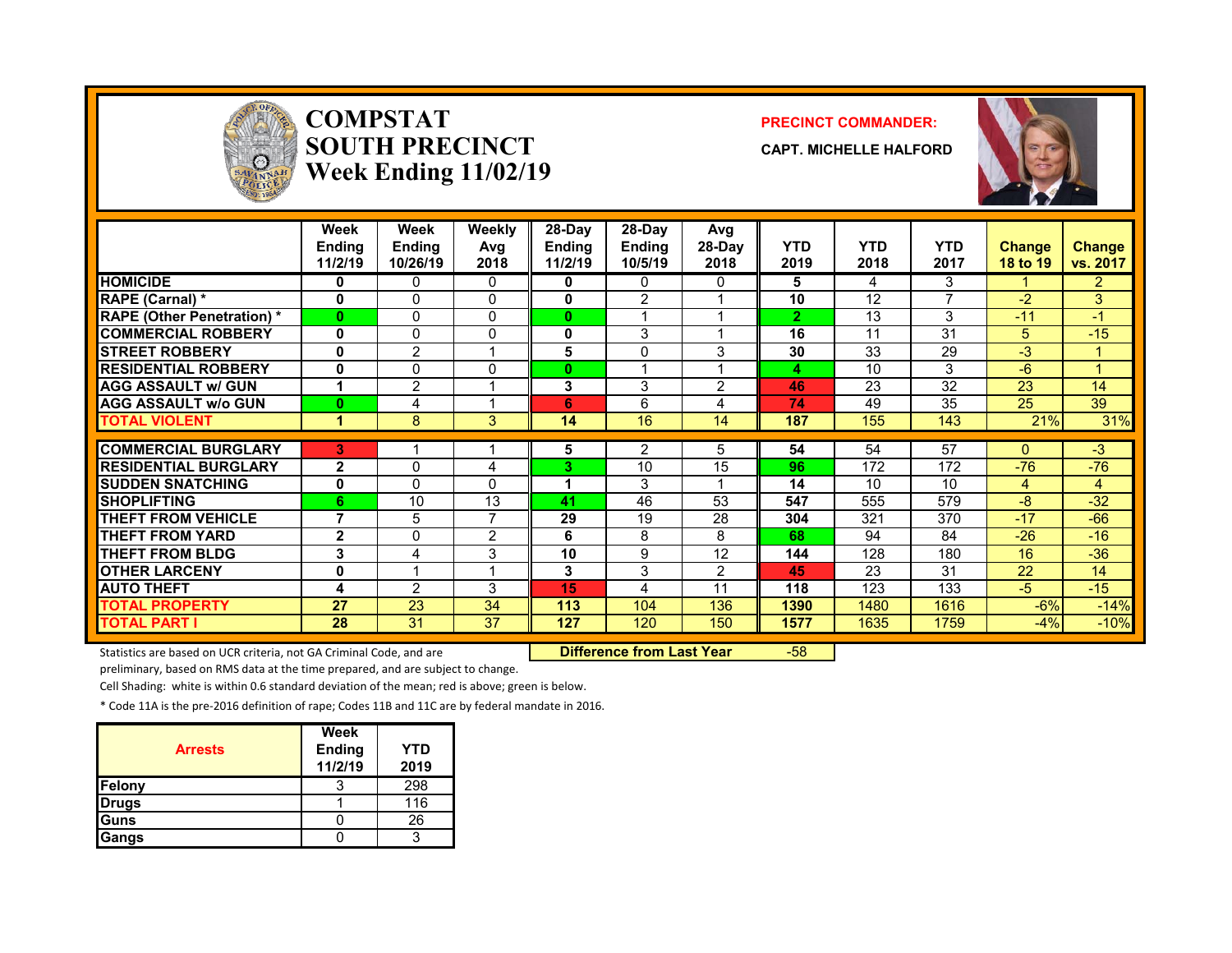# COMPSTAT
# SOUTH PRECINCT
# Week Ending 11/02/19

**PRECINCT COMMANDER:**

**CAPT. MICHELLE HALFORD**

| | Week Ending 11/2/19 | Week Ending 10/26/19 | Weekly Avg 2018 | 28-Day Ending 11/2/19 | 28-Day Ending 10/5/19 | Avg 28-Day 2018 | YTD 2019 | YTD 2018 | YTD 2017 | Change 18 to 19 | Change vs. 2017 |
|---|---|---|---|---|---|---|---|---|---|---|---|
| HOMICIDE | 0 | 0 | 0 | 0 | 0 | 0 | 5 | 4 | 3 | 1 | 2 |
| RAPE (Carnal) * | 0 | 0 | 0 | 0 | 2 | 1 | 10 | 12 | 7 | -2 | 3 |
| RAPE (Other Penetration) * | 0 | 0 | 0 | 0 | 1 | 1 | 2 | 13 | 3 | -11 | -1 |
| COMMERCIAL ROBBERY | 0 | 0 | 0 | 0 | 3 | 1 | 16 | 11 | 31 | 5 | -15 |
| STREET ROBBERY | 0 | 2 | 1 | 5 | 0 | 3 | 30 | 33 | 29 | -3 | 1 |
| RESIDENTIAL ROBBERY | 0 | 0 | 0 | 0 | 1 | 1 | 4 | 10 | 3 | -6 | 1 |
| AGG ASSAULT w/ GUN | 1 | 2 | 1 | 3 | 3 | 2 | 46 | 23 | 32 | 23 | 14 |
| AGG ASSAULT w/o GUN | 0 | 4 | 1 | 6 | 6 | 4 | 74 | 49 | 35 | 25 | 39 |
| TOTAL VIOLENT | 1 | 8 | 3 | 14 | 16 | 14 | 187 | 155 | 143 | 21% | 31% |
| COMMERCIAL BURGLARY | 3 | 1 | 1 | 5 | 2 | 5 | 54 | 54 | 57 | 0 | -3 |
| RESIDENTIAL BURGLARY | 2 | 0 | 4 | 3 | 10 | 15 | 96 | 172 | 172 | -76 | -76 |
| SUDDEN SNATCHING | 0 | 0 | 0 | 1 | 3 | 1 | 14 | 10 | 10 | 4 | 4 |
| SHOPLIFTING | 6 | 10 | 13 | 41 | 46 | 53 | 547 | 555 | 579 | -8 | -32 |
| THEFT FROM VEHICLE | 7 | 5 | 7 | 29 | 19 | 28 | 304 | 321 | 370 | -17 | -66 |
| THEFT FROM YARD | 2 | 0 | 2 | 6 | 8 | 8 | 68 | 94 | 84 | -26 | -16 |
| THEFT FROM BLDG | 3 | 4 | 3 | 10 | 9 | 12 | 144 | 128 | 180 | 16 | -36 |
| OTHER LARCENY | 0 | 1 | 1 | 3 | 3 | 2 | 45 | 23 | 31 | 22 | 14 |
| AUTO THEFT | 4 | 2 | 3 | 15 | 4 | 11 | 118 | 123 | 133 | -5 | -15 |
| TOTAL PROPERTY | 27 | 23 | 34 | 113 | 104 | 136 | 1390 | 1480 | 1616 | -6% | -14% |
| TOTAL PART I | 28 | 31 | 37 | 127 | 120 | 150 | 1577 | 1635 | 1759 | -4% | -10% |

**Difference from Last Year** -58

Statistics are based on UCR criteria, not GA Criminal Code, and are preliminary, based on RMS data at the time prepared, and are subject to change.

Cell Shading: white is within 0.6 standard deviation of the mean; red is above; green is below.

* Code 11A is the pre-2016 definition of rape; Codes 11B and 11C are by federal mandate in 2016.

| Arrests | Week Ending 11/2/19 | YTD 2019 |
|---|---|---|
| Felony | 3 | 298 |
| Drugs | 1 | 116 |
| Guns | 0 | 26 |
| Gangs | 0 | 3 |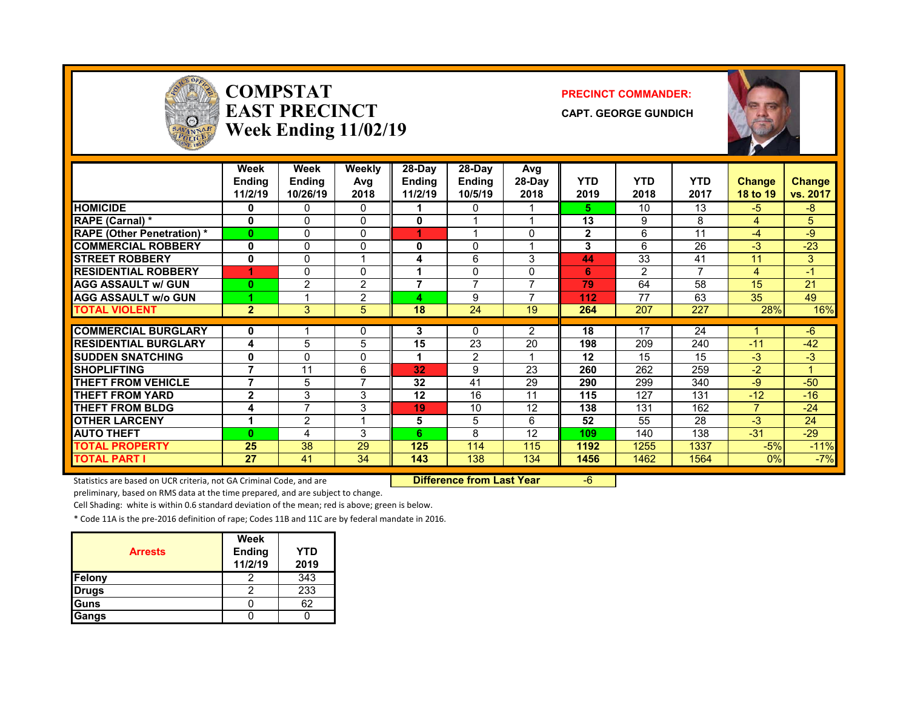# COMPSTAT EAST PRECINCT Week Ending 11/02/19

**PRECINCT COMMANDER:**

**CAPT. GEORGE GUNDICH**

| | Week Ending 11/2/19 | Week Ending 10/26/19 | Weekly Avg 2018 | 28-Day Ending 11/2/19 | 28-Day Ending 10/5/19 | Avg 28-Day 2018 | YTD 2019 | YTD 2018 | YTD 2017 | Change 18 to 19 | Change vs. 2017 |
|---|---|---|---|---|---|---|---|---|---|---|---|
| HOMICIDE | 0 | 0 | 0 | 1 | 0 | 1 | 5 | 10 | 13 | -5 | -8 |
| RAPE (Carnal) * | 0 | 0 | 0 | 0 | 1 | 1 | 13 | 9 | 8 | 4 | 5 |
| RAPE (Other Penetration) * | 0 | 0 | 0 | 1 | 1 | 0 | 2 | 6 | 11 | -4 | -9 |
| COMMERCIAL ROBBERY | 0 | 0 | 0 | 0 | 0 | 1 | 3 | 6 | 26 | -3 | -23 |
| STREET ROBBERY | 0 | 0 | 1 | 4 | 6 | 3 | 44 | 33 | 41 | 11 | 3 |
| RESIDENTIAL ROBBERY | 1 | 0 | 0 | 1 | 0 | 0 | 6 | 2 | 7 | 4 | -1 |
| AGG ASSAULT w/ GUN | 0 | 2 | 2 | 7 | 7 | 7 | 79 | 64 | 58 | 15 | 21 |
| AGG ASSAULT w/o GUN | 1 | 1 | 2 | 4 | 9 | 7 | 112 | 77 | 63 | 35 | 49 |
| TOTAL VIOLENT | 2 | 3 | 5 | 18 | 24 | 19 | 264 | 207 | 227 | 28% | 16% |
| COMMERCIAL BURGLARY | 0 | 1 | 0 | 3 | 0 | 2 | 18 | 17 | 24 | 1 | -6 |
| RESIDENTIAL BURGLARY | 4 | 5 | 5 | 15 | 23 | 20 | 198 | 209 | 240 | -11 | -42 |
| SUDDEN SNATCHING | 0 | 0 | 0 | 1 | 2 | 1 | 12 | 15 | 15 | -3 | -3 |
| SHOPLIFTING | 7 | 11 | 6 | 32 | 9 | 23 | 260 | 262 | 259 | -2 | 1 |
| THEFT FROM VEHICLE | 7 | 5 | 7 | 32 | 41 | 29 | 290 | 299 | 340 | -9 | -50 |
| THEFT FROM YARD | 2 | 3 | 3 | 12 | 16 | 11 | 115 | 127 | 131 | -12 | -16 |
| THEFT FROM BLDG | 4 | 7 | 3 | 19 | 10 | 12 | 138 | 131 | 162 | 7 | -24 |
| OTHER LARCENY | 1 | 2 | 1 | 5 | 5 | 6 | 52 | 55 | 28 | -3 | 24 |
| AUTO THEFT | 0 | 4 | 3 | 6 | 8 | 12 | 109 | 140 | 138 | -31 | -29 |
| TOTAL PROPERTY | 25 | 38 | 29 | 125 | 114 | 115 | 1192 | 1255 | 1337 | -5% | -11% |
| TOTAL PART I | 27 | 41 | 34 | 143 | 138 | 134 | 1456 | 1462 | 1564 | 0% | -7% |

**Difference from Last Year** -6

Statistics are based on UCR criteria, not GA Criminal Code, and are preliminary, based on RMS data at the time prepared, and are subject to change.

Cell Shading: white is within 0.6 standard deviation of the mean; red is above; green is below.

* Code 11A is the pre-2016 definition of rape; Codes 11B and 11C are by federal mandate in 2016.

| Arrests | Week Ending 11/2/19 | YTD 2019 |
|---|---|---|
| Felony | 2 | 343 |
| Drugs | 2 | 233 |
| Guns | 0 | 62 |
| Gangs | 0 | 0 |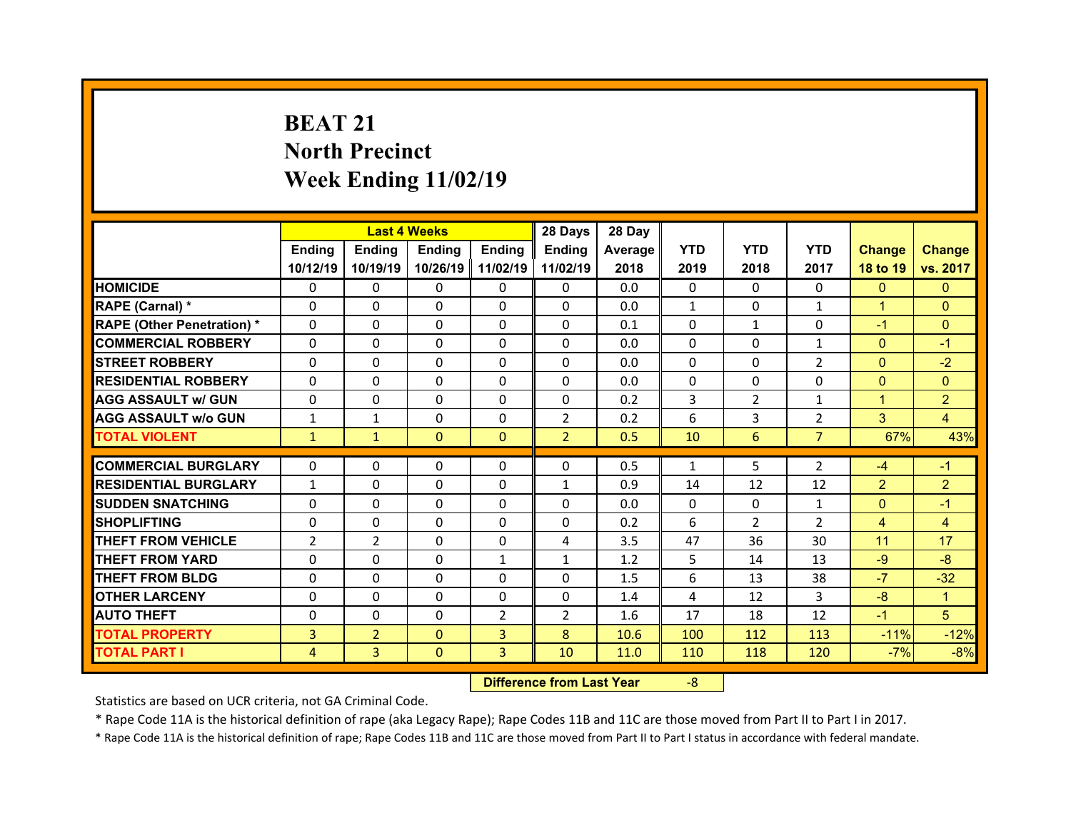# BEAT 21
## North Precinct
## Week Ending 11/02/19

| | Last 4 Weeks | | | | 28 Days | 28 Day | | | | | |
|---|---|---|---|---|---|---|---|---|---|---|---|
| | Ending 10/12/19 | Ending 10/19/19 | Ending 10/26/19 | Ending 11/02/19 | Ending 11/02/19 | Average 2018 | YTD 2019 | YTD 2018 | YTD 2017 | Change 18 to 19 | Change vs. 2017 |
| HOMICIDE | 0 | 0 | 0 | 0 | 0 | 0.0 | 0 | 0 | 0 | 0 | 0 |
| RAPE (Carnal) * | 0 | 0 | 0 | 0 | 0 | 0.0 | 1 | 0 | 1 | 1 | 0 |
| RAPE (Other Penetration) * | 0 | 0 | 0 | 0 | 0 | 0.1 | 0 | 1 | 0 | -1 | 0 |
| COMMERCIAL ROBBERY | 0 | 0 | 0 | 0 | 0 | 0.0 | 0 | 0 | 1 | 0 | -1 |
| STREET ROBBERY | 0 | 0 | 0 | 0 | 0 | 0.0 | 0 | 0 | 2 | 0 | -2 |
| RESIDENTIAL ROBBERY | 0 | 0 | 0 | 0 | 0 | 0.0 | 0 | 0 | 0 | 0 | 0 |
| AGG ASSAULT w/ GUN | 0 | 0 | 0 | 0 | 0 | 0.2 | 3 | 2 | 1 | 1 | 2 |
| AGG ASSAULT w/o GUN | 1 | 1 | 0 | 0 | 2 | 0.2 | 6 | 3 | 2 | 3 | 4 |
| TOTAL VIOLENT | 1 | 1 | 0 | 0 | 2 | 0.5 | 10 | 6 | 7 | 67% | 43% |
| COMMERCIAL BURGLARY | 0 | 0 | 0 | 0 | 0 | 0.5 | 1 | 5 | 2 | -4 | -1 |
| RESIDENTIAL BURGLARY | 1 | 0 | 0 | 0 | 1 | 0.9 | 14 | 12 | 12 | 2 | 2 |
| SUDDEN SNATCHING | 0 | 0 | 0 | 0 | 0 | 0.0 | 0 | 0 | 1 | 0 | -1 |
| SHOPLIFTING | 0 | 0 | 0 | 0 | 0 | 0.2 | 6 | 2 | 2 | 4 | 4 |
| THEFT FROM VEHICLE | 2 | 2 | 0 | 0 | 4 | 3.5 | 47 | 36 | 30 | 11 | 17 |
| THEFT FROM YARD | 0 | 0 | 0 | 1 | 1 | 1.2 | 5 | 14 | 13 | -9 | -8 |
| THEFT FROM BLDG | 0 | 0 | 0 | 0 | 0 | 1.5 | 6 | 13 | 38 | -7 | -32 |
| OTHER LARCENY | 0 | 0 | 0 | 0 | 0 | 1.4 | 4 | 12 | 3 | -8 | 1 |
| AUTO THEFT | 0 | 0 | 0 | 2 | 2 | 1.6 | 17 | 18 | 12 | -1 | 5 |
| TOTAL PROPERTY | 3 | 2 | 0 | 3 | 8 | 10.6 | 100 | 112 | 113 | -11% | -12% |
| TOTAL PART I | 4 | 3 | 0 | 3 | 10 | 11.0 | 110 | 118 | 120 | -7% | -8% |

**Difference from Last Year** -8

Statistics are based on UCR criteria, not GA Criminal Code.

* Rape Code 11A is the historical definition of rape (aka Legacy Rape); Rape Codes 11B and 11C are those moved from Part II to Part I in 2017.

* Rape Code 11A is the historical definition of rape; Rape Codes 11B and 11C are those moved from Part II to Part I status in accordance with federal mandate.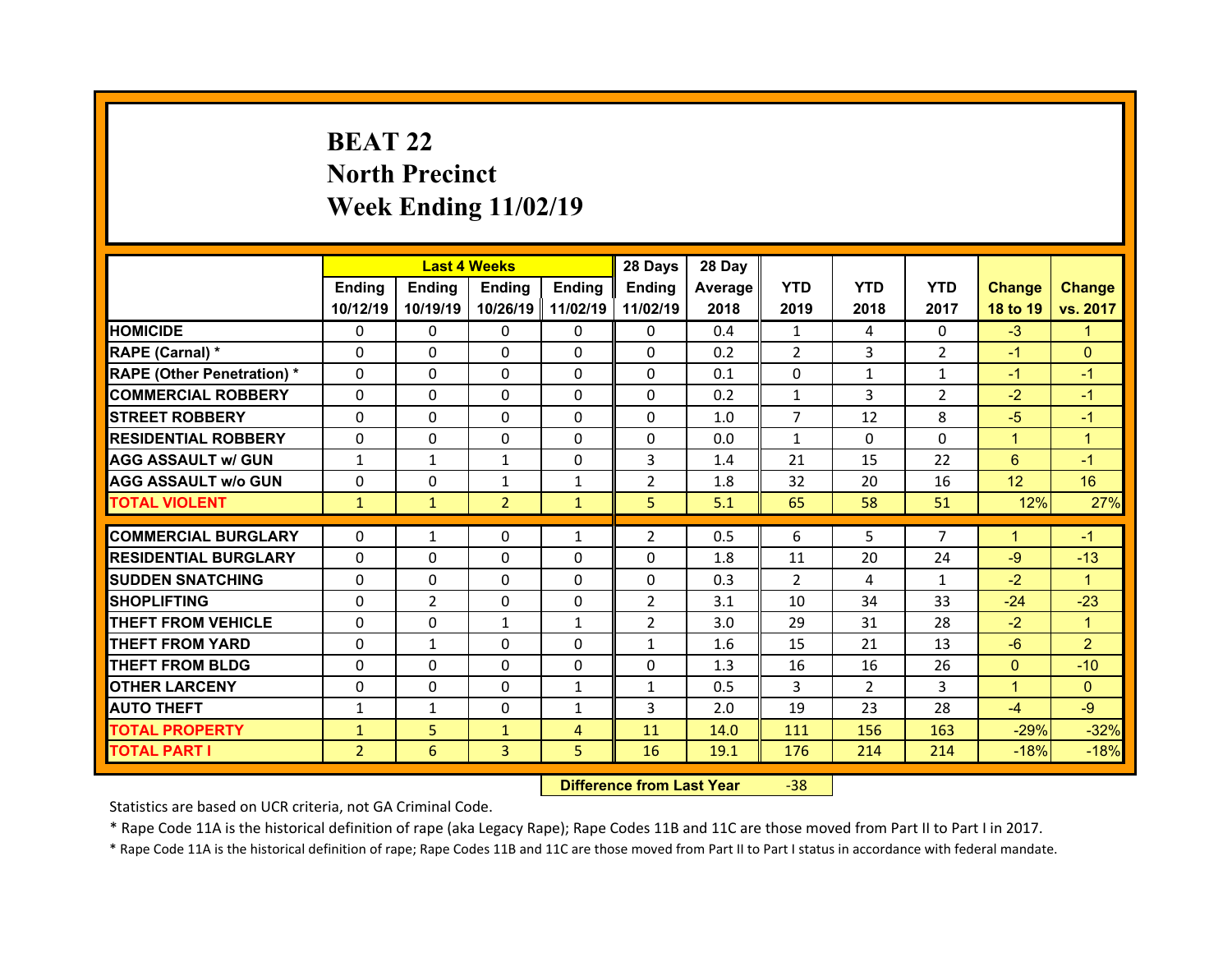# BEAT 22
## North Precinct
## Week Ending 11/02/19

| | Last 4 Weeks | | | | 28 Days | 28 Day | | | | | |
|---|---|---|---|---|---|---|---|---|---|---|---|
| | Ending 10/12/19 | Ending 10/19/19 | Ending 10/26/19 | Ending 11/02/19 | Ending 11/02/19 | Average 2018 | YTD 2019 | YTD 2018 | YTD 2017 | Change 18 to 19 | Change vs. 2017 |
| HOMICIDE | 0 | 0 | 0 | 0 | 0 | 0.4 | 1 | 4 | 0 | -3 | 1 |
| RAPE (Carnal) * | 0 | 0 | 0 | 0 | 0 | 0.2 | 2 | 3 | 2 | -1 | 0 |
| RAPE (Other Penetration) * | 0 | 0 | 0 | 0 | 0 | 0.1 | 0 | 1 | 1 | -1 | -1 |
| COMMERCIAL ROBBERY | 0 | 0 | 0 | 0 | 0 | 0.2 | 1 | 3 | 2 | -2 | -1 |
| STREET ROBBERY | 0 | 0 | 0 | 0 | 0 | 1.0 | 7 | 12 | 8 | -5 | -1 |
| RESIDENTIAL ROBBERY | 0 | 0 | 0 | 0 | 0 | 0.0 | 1 | 0 | 0 | 1 | 1 |
| AGG ASSAULT w/ GUN | 1 | 1 | 1 | 0 | 3 | 1.4 | 21 | 15 | 22 | 6 | -1 |
| AGG ASSAULT w/o GUN | 0 | 0 | 1 | 1 | 2 | 1.8 | 32 | 20 | 16 | 12 | 16 |
| TOTAL VIOLENT | 1 | 1 | 2 | 1 | 5 | 5.1 | 65 | 58 | 51 | 12% | 27% |
| COMMERCIAL BURGLARY | 0 | 1 | 0 | 1 | 2 | 0.5 | 6 | 5 | 7 | 1 | -1 |
| RESIDENTIAL BURGLARY | 0 | 0 | 0 | 0 | 0 | 1.8 | 11 | 20 | 24 | -9 | -13 |
| SUDDEN SNATCHING | 0 | 0 | 0 | 0 | 0 | 0.3 | 2 | 4 | 1 | -2 | 1 |
| SHOPLIFTING | 0 | 2 | 0 | 0 | 2 | 3.1 | 10 | 34 | 33 | -24 | -23 |
| THEFT FROM VEHICLE | 0 | 0 | 1 | 1 | 2 | 3.0 | 29 | 31 | 28 | -2 | 1 |
| THEFT FROM YARD | 0 | 1 | 0 | 0 | 1 | 1.6 | 15 | 21 | 13 | -6 | 2 |
| THEFT FROM BLDG | 0 | 0 | 0 | 0 | 0 | 1.3 | 16 | 16 | 26 | 0 | -10 |
| OTHER LARCENY | 0 | 0 | 0 | 1 | 1 | 0.5 | 3 | 2 | 3 | 1 | 0 |
| AUTO THEFT | 1 | 1 | 0 | 1 | 3 | 2.0 | 19 | 23 | 28 | -4 | -9 |
| TOTAL PROPERTY | 1 | 5 | 1 | 4 | 11 | 14.0 | 111 | 156 | 163 | -29% | -32% |
| TOTAL PART I | 2 | 6 | 3 | 5 | 16 | 19.1 | 176 | 214 | 214 | -18% | -18% |

| Difference from Last Year | -38 |
|---|---|

Statistics are based on UCR criteria, not GA Criminal Code.

* Rape Code 11A is the historical definition of rape (aka Legacy Rape); Rape Codes 11B and 11C are those moved from Part II to Part I in 2017.

* Rape Code 11A is the historical definition of rape; Rape Codes 11B and 11C are those moved from Part II to Part I status in accordance with federal mandate.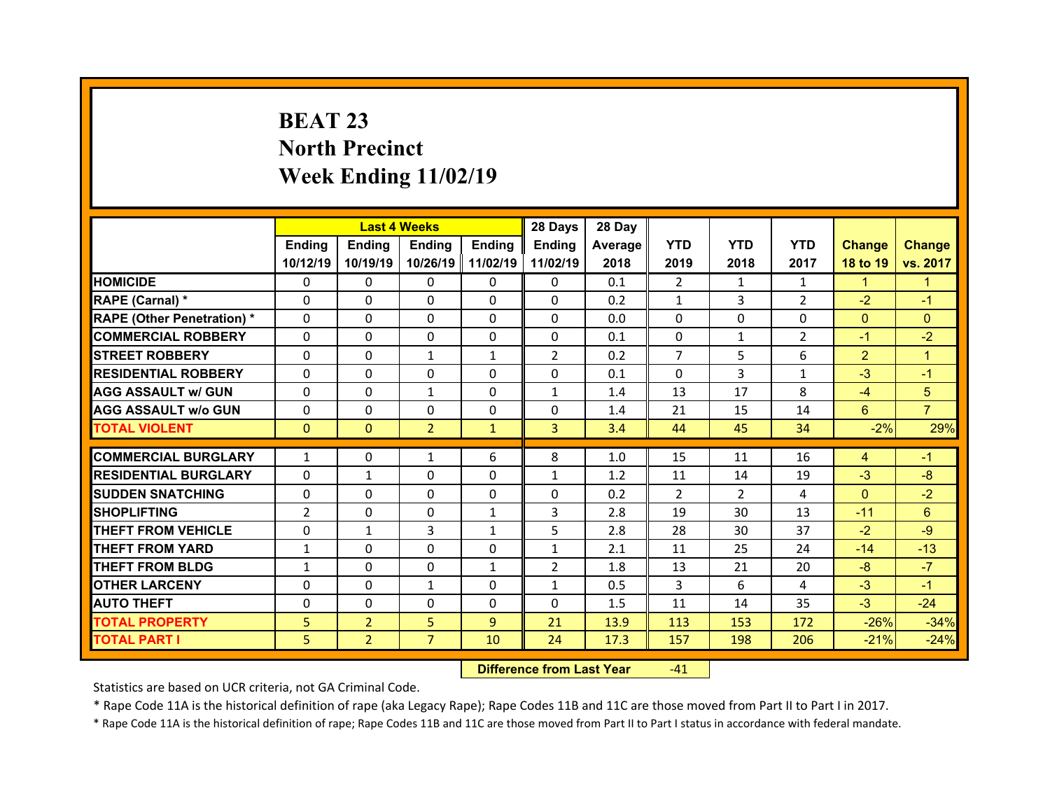# BEAT 23
## North Precinct
## Week Ending 11/02/19

| | Last 4 Weeks | | | | 28 Days | 28 Day | | | | | |
|---|---|---|---|---|---|---|---|---|---|---|---|
| | Ending 10/12/19 | Ending 10/19/19 | Ending 10/26/19 | Ending 11/02/19 | Ending 11/02/19 | Average 2018 | YTD 2019 | YTD 2018 | YTD 2017 | Change 18 to 19 | Change vs. 2017 |
| HOMICIDE | 0 | 0 | 0 | 0 | 0 | 0.1 | 2 | 1 | 1 | 1 | 1 |
| RAPE (Carnal) * | 0 | 0 | 0 | 0 | 0 | 0.2 | 1 | 3 | 2 | -2 | -1 |
| RAPE (Other Penetration) * | 0 | 0 | 0 | 0 | 0 | 0.0 | 0 | 0 | 0 | 0 | 0 |
| COMMERCIAL ROBBERY | 0 | 0 | 0 | 0 | 0 | 0.1 | 0 | 1 | 2 | -1 | -2 |
| STREET ROBBERY | 0 | 0 | 1 | 1 | 2 | 0.2 | 7 | 5 | 6 | 2 | 1 |
| RESIDENTIAL ROBBERY | 0 | 0 | 0 | 0 | 0 | 0.1 | 0 | 3 | 1 | -3 | -1 |
| AGG ASSAULT w/ GUN | 0 | 0 | 1 | 0 | 1 | 1.4 | 13 | 17 | 8 | -4 | 5 |
| AGG ASSAULT w/o GUN | 0 | 0 | 0 | 0 | 0 | 1.4 | 21 | 15 | 14 | 6 | 7 |
| TOTAL VIOLENT | 0 | 0 | 2 | 1 | 3 | 3.4 | 44 | 45 | 34 | -2% | 29% |
| COMMERCIAL BURGLARY | 1 | 0 | 1 | 6 | 8 | 1.0 | 15 | 11 | 16 | 4 | -1 |
| RESIDENTIAL BURGLARY | 0 | 1 | 0 | 0 | 1 | 1.2 | 11 | 14 | 19 | -3 | -8 |
| SUDDEN SNATCHING | 0 | 0 | 0 | 0 | 0 | 0.2 | 2 | 2 | 4 | 0 | -2 |
| SHOPLIFTING | 2 | 0 | 0 | 1 | 3 | 2.8 | 19 | 30 | 13 | -11 | 6 |
| THEFT FROM VEHICLE | 0 | 1 | 3 | 1 | 5 | 2.8 | 28 | 30 | 37 | -2 | -9 |
| THEFT FROM YARD | 1 | 0 | 0 | 0 | 1 | 2.1 | 11 | 25 | 24 | -14 | -13 |
| THEFT FROM BLDG | 1 | 0 | 0 | 1 | 2 | 1.8 | 13 | 21 | 20 | -8 | -7 |
| OTHER LARCENY | 0 | 0 | 1 | 0 | 1 | 0.5 | 3 | 6 | 4 | -3 | -1 |
| AUTO THEFT | 0 | 0 | 0 | 0 | 0 | 1.5 | 11 | 14 | 35 | -3 | -24 |
| TOTAL PROPERTY | 5 | 2 | 5 | 9 | 21 | 13.9 | 113 | 153 | 172 | -26% | -34% |
| TOTAL PART I | 5 | 2 | 7 | 10 | 24 | 17.3 | 157 | 198 | 206 | -21% | -24% |

**Difference from Last Year** -41

Statistics are based on UCR criteria, not GA Criminal Code.

* Rape Code 11A is the historical definition of rape (aka Legacy Rape); Rape Codes 11B and 11C are those moved from Part II to Part I in 2017.

* Rape Code 11A is the historical definition of rape; Rape Codes 11B and 11C are those moved from Part II to Part I status in accordance with federal mandate.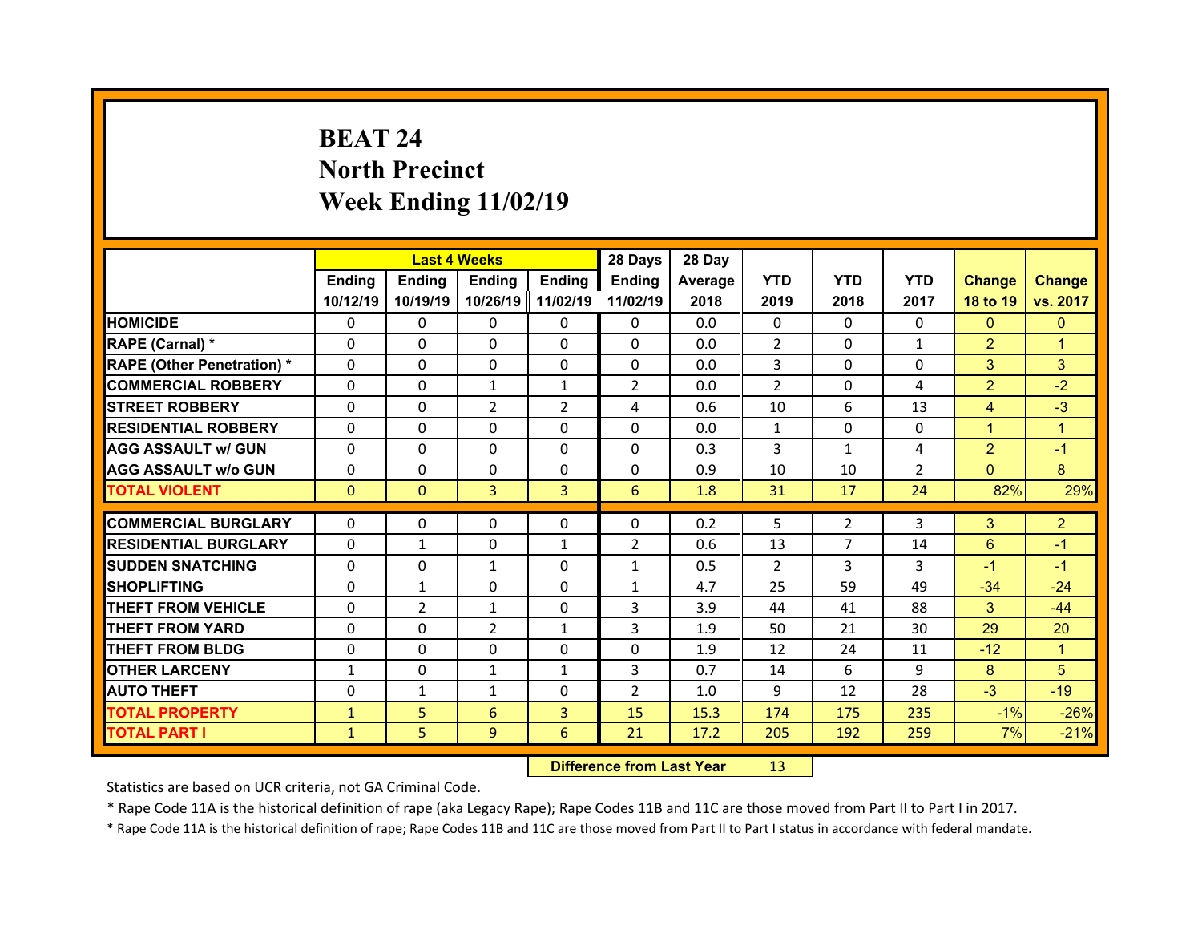# BEAT 24
## North Precinct
## Week Ending 11/02/19

| | Last 4 Weeks | | | | 28 Days | 28 Day | | | | | |
|---|---|---|---|---|---|---|---|---|---|---|---|
| | Ending 10/12/19 | Ending 10/19/19 | Ending 10/26/19 | Ending 11/02/19 | Ending 11/02/19 | Average 2018 | YTD 2019 | YTD 2018 | YTD 2017 | Change 18 to 19 | Change vs. 2017 |
| HOMICIDE | 0 | 0 | 0 | 0 | 0 | 0.0 | 0 | 0 | 0 | 0 | 0 |
| RAPE (Carnal) * | 0 | 0 | 0 | 0 | 0 | 0.0 | 2 | 0 | 1 | 2 | 1 |
| RAPE (Other Penetration) * | 0 | 0 | 0 | 0 | 0 | 0.0 | 3 | 0 | 0 | 3 | 3 |
| COMMERCIAL ROBBERY | 0 | 0 | 1 | 1 | 2 | 0.0 | 2 | 0 | 4 | 2 | -2 |
| STREET ROBBERY | 0 | 0 | 2 | 2 | 4 | 0.6 | 10 | 6 | 13 | 4 | -3 |
| RESIDENTIAL ROBBERY | 0 | 0 | 0 | 0 | 0 | 0.0 | 1 | 0 | 0 | 1 | 1 |
| AGG ASSAULT w/ GUN | 0 | 0 | 0 | 0 | 0 | 0.3 | 3 | 1 | 4 | 2 | -1 |
| AGG ASSAULT w/o GUN | 0 | 0 | 0 | 0 | 0 | 0.9 | 10 | 10 | 2 | 0 | 8 |
| TOTAL VIOLENT | 0 | 0 | 3 | 3 | 6 | 1.8 | 31 | 17 | 24 | 82% | 29% |
| COMMERCIAL BURGLARY | 0 | 0 | 0 | 0 | 0 | 0.2 | 5 | 2 | 3 | 3 | 2 |
| RESIDENTIAL BURGLARY | 0 | 1 | 0 | 1 | 2 | 0.6 | 13 | 7 | 14 | 6 | -1 |
| SUDDEN SNATCHING | 0 | 0 | 1 | 0 | 1 | 0.5 | 2 | 3 | 3 | -1 | -1 |
| SHOPLIFTING | 0 | 1 | 0 | 0 | 1 | 4.7 | 25 | 59 | 49 | -34 | -24 |
| THEFT FROM VEHICLE | 0 | 2 | 1 | 0 | 3 | 3.9 | 44 | 41 | 88 | 3 | -44 |
| THEFT FROM YARD | 0 | 0 | 2 | 1 | 3 | 1.9 | 50 | 21 | 30 | 29 | 20 |
| THEFT FROM BLDG | 0 | 0 | 0 | 0 | 0 | 1.9 | 12 | 24 | 11 | -12 | 1 |
| OTHER LARCENY | 1 | 0 | 1 | 1 | 3 | 0.7 | 14 | 6 | 9 | 8 | 5 |
| AUTO THEFT | 0 | 1 | 1 | 0 | 2 | 1.0 | 9 | 12 | 28 | -3 | -19 |
| TOTAL PROPERTY | 1 | 5 | 6 | 3 | 15 | 15.3 | 174 | 175 | 235 | -1% | -26% |
| TOTAL PART I | 1 | 5 | 9 | 6 | 21 | 17.2 | 205 | 192 | 259 | 7% | -21% |

**Difference from Last Year** 13

Statistics are based on UCR criteria, not GA Criminal Code.

* Rape Code 11A is the historical definition of rape (aka Legacy Rape); Rape Codes 11B and 11C are those moved from Part II to Part I in 2017.

* Rape Code 11A is the historical definition of rape; Rape Codes 11B and 11C are those moved from Part II to Part I status in accordance with federal mandate.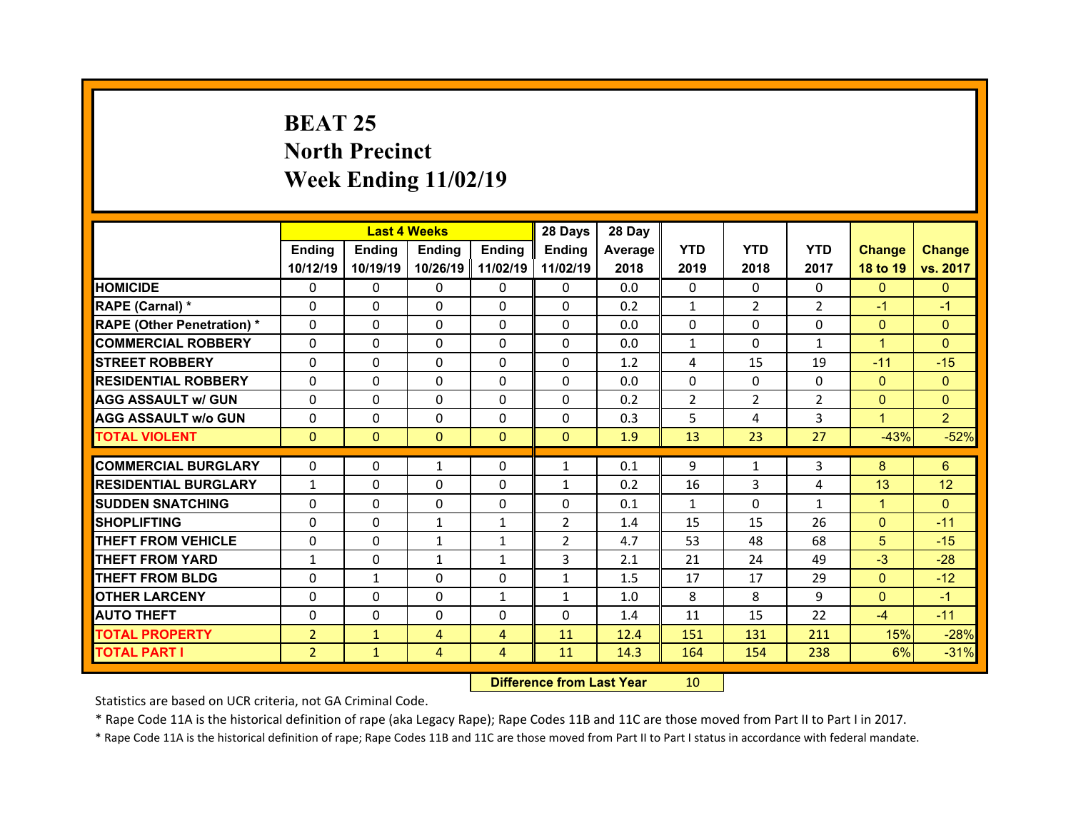# BEAT 25
## North Precinct
## Week Ending 11/02/19

| | Last 4 Weeks | | | | 28 Days | 28 Day | | | | | |
|---|---|---|---|---|---|---|---|---|---|---|---|
| | Ending 10/12/19 | Ending 10/19/19 | Ending 10/26/19 | Ending 11/02/19 | Ending 11/02/19 | Average 2018 | YTD 2019 | YTD 2018 | YTD 2017 | Change 18 to 19 | Change vs. 2017 |
| HOMICIDE | 0 | 0 | 0 | 0 | 0 | 0.0 | 0 | 0 | 0 | 0 | 0 |
| RAPE (Carnal) * | 0 | 0 | 0 | 0 | 0 | 0.2 | 1 | 2 | 2 | -1 | -1 |
| RAPE (Other Penetration) * | 0 | 0 | 0 | 0 | 0 | 0.0 | 0 | 0 | 0 | 0 | 0 |
| COMMERCIAL ROBBERY | 0 | 0 | 0 | 0 | 0 | 0.0 | 1 | 0 | 1 | 1 | 0 |
| STREET ROBBERY | 0 | 0 | 0 | 0 | 0 | 1.2 | 4 | 15 | 19 | -11 | -15 |
| RESIDENTIAL ROBBERY | 0 | 0 | 0 | 0 | 0 | 0.0 | 0 | 0 | 0 | 0 | 0 |
| AGG ASSAULT w/ GUN | 0 | 0 | 0 | 0 | 0 | 0.2 | 2 | 2 | 2 | 0 | 0 |
| AGG ASSAULT w/o GUN | 0 | 0 | 0 | 0 | 0 | 0.3 | 5 | 4 | 3 | 1 | 2 |
| TOTAL VIOLENT | 0 | 0 | 0 | 0 | 0 | 1.9 | 13 | 23 | 27 | -43% | -52% |
| COMMERCIAL BURGLARY | 0 | 0 | 1 | 0 | 1 | 0.1 | 9 | 1 | 3 | 8 | 6 |
| RESIDENTIAL BURGLARY | 1 | 0 | 0 | 0 | 1 | 0.2 | 16 | 3 | 4 | 13 | 12 |
| SUDDEN SNATCHING | 0 | 0 | 0 | 0 | 0 | 0.1 | 1 | 0 | 1 | 1 | 0 |
| SHOPLIFTING | 0 | 0 | 1 | 1 | 2 | 1.4 | 15 | 15 | 26 | 0 | -11 |
| THEFT FROM VEHICLE | 0 | 0 | 1 | 1 | 2 | 4.7 | 53 | 48 | 68 | 5 | -15 |
| THEFT FROM YARD | 1 | 0 | 1 | 1 | 3 | 2.1 | 21 | 24 | 49 | -3 | -28 |
| THEFT FROM BLDG | 0 | 1 | 0 | 0 | 1 | 1.5 | 17 | 17 | 29 | 0 | -12 |
| OTHER LARCENY | 0 | 0 | 0 | 1 | 1 | 1.0 | 8 | 8 | 9 | 0 | -1 |
| AUTO THEFT | 0 | 0 | 0 | 0 | 0 | 1.4 | 11 | 15 | 22 | -4 | -11 |
| TOTAL PROPERTY | 2 | 1 | 4 | 4 | 11 | 12.4 | 151 | 131 | 211 | 15% | -28% |
| TOTAL PART I | 2 | 1 | 4 | 4 | 11 | 14.3 | 164 | 154 | 238 | 6% | -31% |

| Difference from Last Year | 10 |
|---|---|

Statistics are based on UCR criteria, not GA Criminal Code.

* Rape Code 11A is the historical definition of rape (aka Legacy Rape); Rape Codes 11B and 11C are those moved from Part II to Part I in 2017.

* Rape Code 11A is the historical definition of rape; Rape Codes 11B and 11C are those moved from Part II to Part I status in accordance with federal mandate.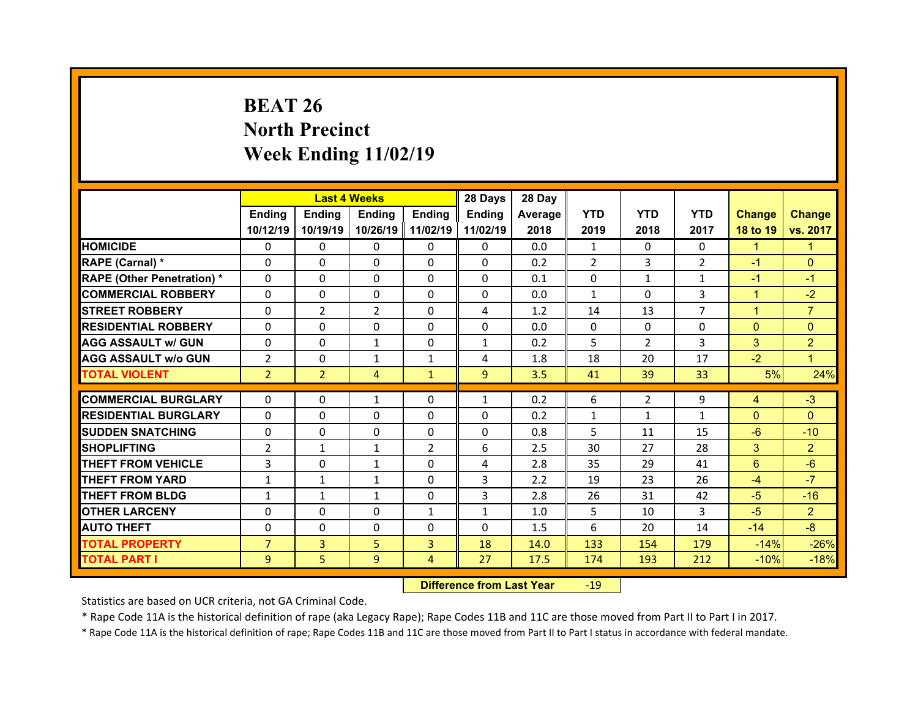# BEAT 26
# North Precinct
# Week Ending 11/02/19

| | Last 4 Weeks | | | | 28 Days | 28 Day | | | | | |
|---|---|---|---|---|---|---|---|---|---|---|---|
| | Ending 10/12/19 | Ending 10/19/19 | Ending 10/26/19 | Ending 11/02/19 | Ending 11/02/19 | Average 2018 | YTD 2019 | YTD 2018 | YTD 2017 | Change 18 to 19 | Change vs. 2017 |
| HOMICIDE | 0 | 0 | 0 | 0 | 0 | 0.0 | 1 | 0 | 0 | 1 | 1 |
| RAPE (Carnal) * | 0 | 0 | 0 | 0 | 0 | 0.2 | 2 | 3 | 2 | -1 | 0 |
| RAPE (Other Penetration) * | 0 | 0 | 0 | 0 | 0 | 0.1 | 0 | 1 | 1 | -1 | -1 |
| COMMERCIAL ROBBERY | 0 | 0 | 0 | 0 | 0 | 0.0 | 1 | 0 | 3 | 1 | -2 |
| STREET ROBBERY | 0 | 2 | 2 | 0 | 4 | 1.2 | 14 | 13 | 7 | 1 | 7 |
| RESIDENTIAL ROBBERY | 0 | 0 | 0 | 0 | 0 | 0.0 | 0 | 0 | 0 | 0 | 0 |
| AGG ASSAULT w/ GUN | 0 | 0 | 1 | 0 | 1 | 0.2 | 5 | 2 | 3 | 3 | 2 |
| AGG ASSAULT w/o GUN | 2 | 0 | 1 | 1 | 4 | 1.8 | 18 | 20 | 17 | -2 | 1 |
| TOTAL VIOLENT | 2 | 2 | 4 | 1 | 9 | 3.5 | 41 | 39 | 33 | 5% | 24% |
| COMMERCIAL BURGLARY | 0 | 0 | 1 | 0 | 1 | 0.2 | 6 | 2 | 9 | 4 | -3 |
| RESIDENTIAL BURGLARY | 0 | 0 | 0 | 0 | 0 | 0.2 | 1 | 1 | 1 | 0 | 0 |
| SUDDEN SNATCHING | 0 | 0 | 0 | 0 | 0 | 0.8 | 5 | 11 | 15 | -6 | -10 |
| SHOPLIFTING | 2 | 1 | 1 | 2 | 6 | 2.5 | 30 | 27 | 28 | 3 | 2 |
| THEFT FROM VEHICLE | 3 | 0 | 1 | 0 | 4 | 2.8 | 35 | 29 | 41 | 6 | -6 |
| THEFT FROM YARD | 1 | 1 | 1 | 0 | 3 | 2.2 | 19 | 23 | 26 | -4 | -7 |
| THEFT FROM BLDG | 1 | 1 | 1 | 0 | 3 | 2.8 | 26 | 31 | 42 | -5 | -16 |
| OTHER LARCENY | 0 | 0 | 0 | 1 | 1 | 1.0 | 5 | 10 | 3 | -5 | 2 |
| AUTO THEFT | 0 | 0 | 0 | 0 | 0 | 1.5 | 6 | 20 | 14 | -14 | -8 |
| TOTAL PROPERTY | 7 | 3 | 5 | 3 | 18 | 14.0 | 133 | 154 | 179 | -14% | -26% |
| TOTAL PART I | 9 | 5 | 9 | 4 | 27 | 17.5 | 174 | 193 | 212 | -10% | -18% |

**Difference from Last Year** -19

Statistics are based on UCR criteria, not GA Criminal Code.

* Rape Code 11A is the historical definition of rape (aka Legacy Rape); Rape Codes 11B and 11C are those moved from Part II to Part I in 2017.

* Rape Code 11A is the historical definition of rape; Rape Codes 11B and 11C are those moved from Part II to Part I status in accordance with federal mandate.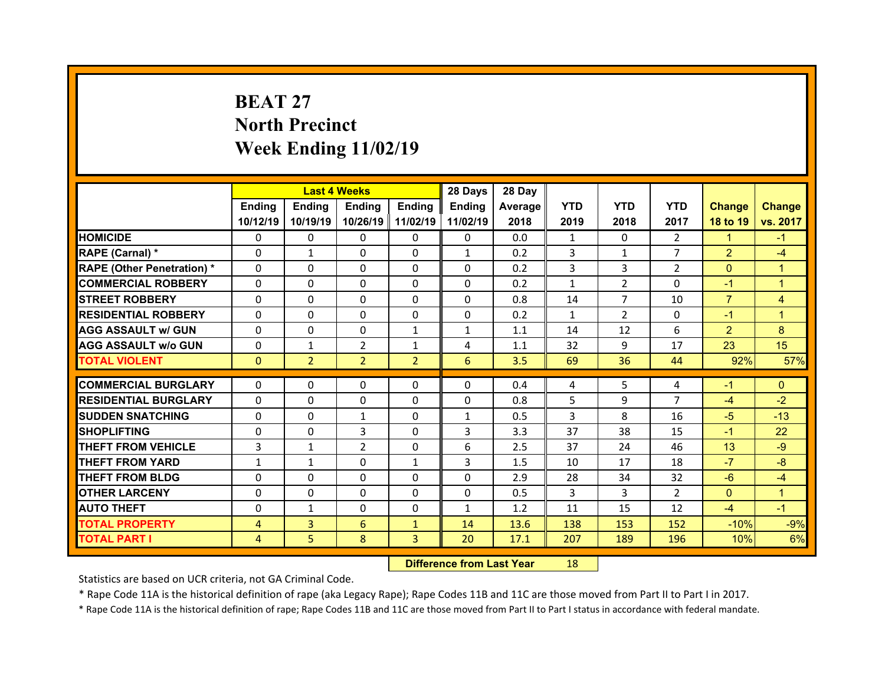# BEAT 27
## North Precinct
## Week Ending 11/02/19

| | Last 4 Weeks | | | | 28 Days | 28 Day | | | | | |
|---|---|---|---|---|---|---|---|---|---|---|---|
| | Ending 10/12/19 | Ending 10/19/19 | Ending 10/26/19 | Ending 11/02/19 | Ending 11/02/19 | Average 2018 | YTD 2019 | YTD 2018 | YTD 2017 | Change 18 to 19 | Change vs. 2017 |
| HOMICIDE | 0 | 0 | 0 | 0 | 0 | 0.0 | 1 | 0 | 2 | 1 | -1 |
| RAPE (Carnal) * | 0 | 1 | 0 | 0 | 1 | 0.2 | 3 | 1 | 7 | 2 | -4 |
| RAPE (Other Penetration) * | 0 | 0 | 0 | 0 | 0 | 0.2 | 3 | 3 | 2 | 0 | 1 |
| COMMERCIAL ROBBERY | 0 | 0 | 0 | 0 | 0 | 0.2 | 1 | 2 | 0 | -1 | 1 |
| STREET ROBBERY | 0 | 0 | 0 | 0 | 0 | 0.8 | 14 | 7 | 10 | 7 | 4 |
| RESIDENTIAL ROBBERY | 0 | 0 | 0 | 0 | 0 | 0.2 | 1 | 2 | 0 | -1 | 1 |
| AGG ASSAULT w/ GUN | 0 | 0 | 0 | 1 | 1 | 1.1 | 14 | 12 | 6 | 2 | 8 |
| AGG ASSAULT w/o GUN | 0 | 1 | 2 | 1 | 4 | 1.1 | 32 | 9 | 17 | 23 | 15 |
| TOTAL VIOLENT | 0 | 2 | 2 | 2 | 6 | 3.5 | 69 | 36 | 44 | 92% | 57% |
| COMMERCIAL BURGLARY | 0 | 0 | 0 | 0 | 0 | 0.4 | 4 | 5 | 4 | -1 | 0 |
| RESIDENTIAL BURGLARY | 0 | 0 | 0 | 0 | 0 | 0.8 | 5 | 9 | 7 | -4 | -2 |
| SUDDEN SNATCHING | 0 | 0 | 1 | 0 | 1 | 0.5 | 3 | 8 | 16 | -5 | -13 |
| SHOPLIFTING | 0 | 0 | 3 | 0 | 3 | 3.3 | 37 | 38 | 15 | -1 | 22 |
| THEFT FROM VEHICLE | 3 | 1 | 2 | 0 | 6 | 2.5 | 37 | 24 | 46 | 13 | -9 |
| THEFT FROM YARD | 1 | 1 | 0 | 1 | 3 | 1.5 | 10 | 17 | 18 | -7 | -8 |
| THEFT FROM BLDG | 0 | 0 | 0 | 0 | 0 | 2.9 | 28 | 34 | 32 | -6 | -4 |
| OTHER LARCENY | 0 | 0 | 0 | 0 | 0 | 0.5 | 3 | 3 | 2 | 0 | 1 |
| AUTO THEFT | 0 | 1 | 0 | 0 | 1 | 1.2 | 11 | 15 | 12 | -4 | -1 |
| TOTAL PROPERTY | 4 | 3 | 6 | 1 | 14 | 13.6 | 138 | 153 | 152 | -10% | -9% |
| TOTAL PART I | 4 | 5 | 8 | 3 | 20 | 17.1 | 207 | 189 | 196 | 10% | 6% |

**Difference from Last Year** 18

Statistics are based on UCR criteria, not GA Criminal Code.

* Rape Code 11A is the historical definition of rape (aka Legacy Rape); Rape Codes 11B and 11C are those moved from Part II to Part I in 2017.

* Rape Code 11A is the historical definition of rape; Rape Codes 11B and 11C are those moved from Part II to Part I status in accordance with federal mandate.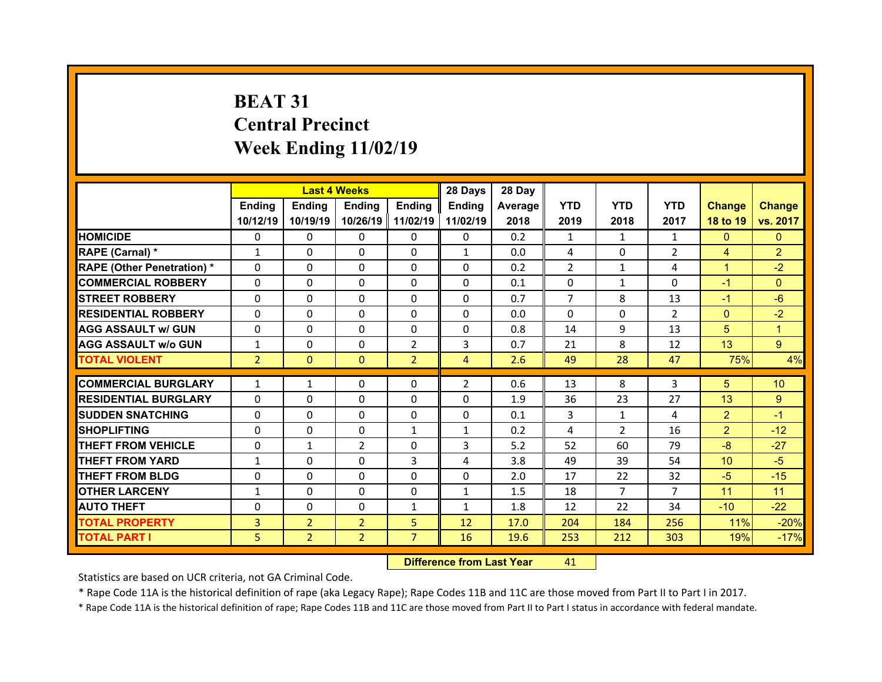# BEAT 31
# Central Precinct
# Week Ending 11/02/19

| | Last 4 Weeks | | | | 28 Days | 28 Day | | | | | |
|---|---|---|---|---|---|---|---|---|---|---|---|
| | Ending 10/12/19 | Ending 10/19/19 | Ending 10/26/19 | Ending 11/02/19 | Ending 11/02/19 | Average 2018 | YTD 2019 | YTD 2018 | YTD 2017 | Change 18 to 19 | Change vs. 2017 |
| HOMICIDE | 0 | 0 | 0 | 0 | 0 | 0.2 | 1 | 1 | 1 | 0 | 0 |
| RAPE (Carnal) * | 1 | 0 | 0 | 0 | 1 | 0.0 | 4 | 0 | 2 | 4 | 2 |
| RAPE (Other Penetration) * | 0 | 0 | 0 | 0 | 0 | 0.2 | 2 | 1 | 4 | 1 | -2 |
| COMMERCIAL ROBBERY | 0 | 0 | 0 | 0 | 0 | 0.1 | 0 | 1 | 0 | -1 | 0 |
| STREET ROBBERY | 0 | 0 | 0 | 0 | 0 | 0.7 | 7 | 8 | 13 | -1 | -6 |
| RESIDENTIAL ROBBERY | 0 | 0 | 0 | 0 | 0 | 0.0 | 0 | 0 | 2 | 0 | -2 |
| AGG ASSAULT w/ GUN | 0 | 0 | 0 | 0 | 0 | 0.8 | 14 | 9 | 13 | 5 | 1 |
| AGG ASSAULT w/o GUN | 1 | 0 | 0 | 2 | 3 | 0.7 | 21 | 8 | 12 | 13 | 9 |
| TOTAL VIOLENT | 2 | 0 | 0 | 2 | 4 | 2.6 | 49 | 28 | 47 | 75% | 4% |
| COMMERCIAL BURGLARY | 1 | 1 | 0 | 0 | 2 | 0.6 | 13 | 8 | 3 | 5 | 10 |
| RESIDENTIAL BURGLARY | 0 | 0 | 0 | 0 | 0 | 1.9 | 36 | 23 | 27 | 13 | 9 |
| SUDDEN SNATCHING | 0 | 0 | 0 | 0 | 0 | 0.1 | 3 | 1 | 4 | 2 | -1 |
| SHOPLIFTING | 0 | 0 | 0 | 1 | 1 | 0.2 | 4 | 2 | 16 | 2 | -12 |
| THEFT FROM VEHICLE | 0 | 1 | 2 | 0 | 3 | 5.2 | 52 | 60 | 79 | -8 | -27 |
| THEFT FROM YARD | 1 | 0 | 0 | 3 | 4 | 3.8 | 49 | 39 | 54 | 10 | -5 |
| THEFT FROM BLDG | 0 | 0 | 0 | 0 | 0 | 2.0 | 17 | 22 | 32 | -5 | -15 |
| OTHER LARCENY | 1 | 0 | 0 | 0 | 1 | 1.5 | 18 | 7 | 7 | 11 | 11 |
| AUTO THEFT | 0 | 0 | 0 | 1 | 1 | 1.8 | 12 | 22 | 34 | -10 | -22 |
| TOTAL PROPERTY | 3 | 2 | 2 | 5 | 12 | 17.0 | 204 | 184 | 256 | 11% | -20% |
| TOTAL PART I | 5 | 2 | 2 | 7 | 16 | 19.6 | 253 | 212 | 303 | 19% | -17% |

**Difference from Last Year** 41

Statistics are based on UCR criteria, not GA Criminal Code.

* Rape Code 11A is the historical definition of rape (aka Legacy Rape); Rape Codes 11B and 11C are those moved from Part II to Part I in 2017.

* Rape Code 11A is the historical definition of rape; Rape Codes 11B and 11C are those moved from Part II to Part I status in accordance with federal mandate.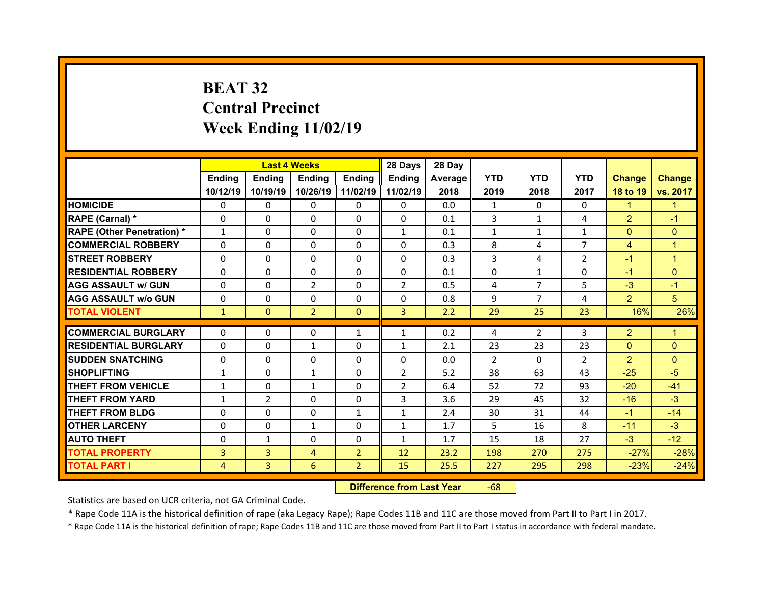# BEAT 32
# Central Precinct
# Week Ending 11/02/19

| | Last 4 Weeks | | | | 28 Days | 28 Day | | | | | |
|---|---|---|---|---|---|---|---|---|---|---|---|
| | Ending 10/12/19 | Ending 10/19/19 | Ending 10/26/19 | Ending 11/02/19 | Ending 11/02/19 | Average 2018 | YTD 2019 | YTD 2018 | YTD 2017 | Change 18 to 19 | Change vs. 2017 |
| HOMICIDE | 0 | 0 | 0 | 0 | 0 | 0.0 | 1 | 0 | 0 | 1 | 1 |
| RAPE (Carnal) * | 0 | 0 | 0 | 0 | 0 | 0.1 | 3 | 1 | 4 | 2 | -1 |
| RAPE (Other Penetration) * | 1 | 0 | 0 | 0 | 1 | 0.1 | 1 | 1 | 1 | 0 | 0 |
| COMMERCIAL ROBBERY | 0 | 0 | 0 | 0 | 0 | 0.3 | 8 | 4 | 7 | 4 | 1 |
| STREET ROBBERY | 0 | 0 | 0 | 0 | 0 | 0.3 | 3 | 4 | 2 | -1 | 1 |
| RESIDENTIAL ROBBERY | 0 | 0 | 0 | 0 | 0 | 0.1 | 0 | 1 | 0 | -1 | 0 |
| AGG ASSAULT w/ GUN | 0 | 0 | 2 | 0 | 2 | 0.5 | 4 | 7 | 5 | -3 | -1 |
| AGG ASSAULT w/o GUN | 0 | 0 | 0 | 0 | 0 | 0.8 | 9 | 7 | 4 | 2 | 5 |
| TOTAL VIOLENT | 1 | 0 | 2 | 0 | 3 | 2.2 | 29 | 25 | 23 | 16% | 26% |
| COMMERCIAL BURGLARY | 0 | 0 | 0 | 1 | 1 | 0.2 | 4 | 2 | 3 | 2 | 1 |
| RESIDENTIAL BURGLARY | 0 | 0 | 1 | 0 | 1 | 2.1 | 23 | 23 | 23 | 0 | 0 |
| SUDDEN SNATCHING | 0 | 0 | 0 | 0 | 0 | 0.0 | 2 | 0 | 2 | 2 | 0 |
| SHOPLIFTING | 1 | 0 | 1 | 0 | 2 | 5.2 | 38 | 63 | 43 | -25 | -5 |
| THEFT FROM VEHICLE | 1 | 0 | 1 | 0 | 2 | 6.4 | 52 | 72 | 93 | -20 | -41 |
| THEFT FROM YARD | 1 | 2 | 0 | 0 | 3 | 3.6 | 29 | 45 | 32 | -16 | -3 |
| THEFT FROM BLDG | 0 | 0 | 0 | 1 | 1 | 2.4 | 30 | 31 | 44 | -1 | -14 |
| OTHER LARCENY | 0 | 0 | 1 | 0 | 1 | 1.7 | 5 | 16 | 8 | -11 | -3 |
| AUTO THEFT | 0 | 1 | 0 | 0 | 1 | 1.7 | 15 | 18 | 27 | -3 | -12 |
| TOTAL PROPERTY | 3 | 3 | 4 | 2 | 12 | 23.2 | 198 | 270 | 275 | -27% | -28% |
| TOTAL PART I | 4 | 3 | 6 | 2 | 15 | 25.5 | 227 | 295 | 298 | -23% | -24% |

**Difference from Last Year** -68

Statistics are based on UCR criteria, not GA Criminal Code.

* Rape Code 11A is the historical definition of rape (aka Legacy Rape); Rape Codes 11B and 11C are those moved from Part II to Part I in 2017.

* Rape Code 11A is the historical definition of rape; Rape Codes 11B and 11C are those moved from Part II to Part I status in accordance with federal mandate.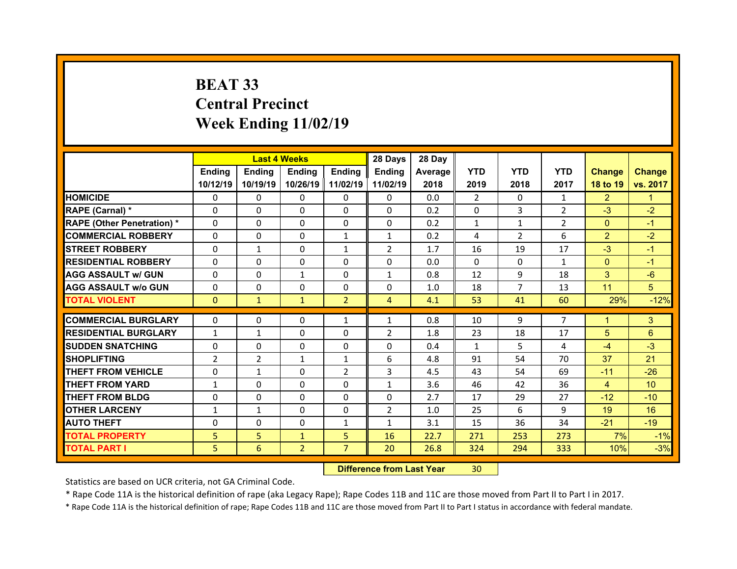# BEAT 33
## Central Precinct
## Week Ending 11/02/19

| | Last 4 Weeks | | | | 28 Days | 28 Day | | | | | |
|---|---|---|---|---|---|---|---|---|---|---|---|
| | Ending 10/12/19 | Ending 10/19/19 | Ending 10/26/19 | Ending 11/02/19 | Ending 11/02/19 | Average 2018 | YTD 2019 | YTD 2018 | YTD 2017 | Change 18 to 19 | Change vs. 2017 |
| HOMICIDE | 0 | 0 | 0 | 0 | 0 | 0.0 | 2 | 0 | 1 | 2 | 1 |
| RAPE (Carnal) * | 0 | 0 | 0 | 0 | 0 | 0.2 | 0 | 3 | 2 | -3 | -2 |
| RAPE (Other Penetration) * | 0 | 0 | 0 | 0 | 0 | 0.2 | 1 | 1 | 2 | 0 | -1 |
| COMMERCIAL ROBBERY | 0 | 0 | 0 | 1 | 1 | 0.2 | 4 | 2 | 6 | 2 | -2 |
| STREET ROBBERY | 0 | 1 | 0 | 1 | 2 | 1.7 | 16 | 19 | 17 | -3 | -1 |
| RESIDENTIAL ROBBERY | 0 | 0 | 0 | 0 | 0 | 0.0 | 0 | 0 | 1 | 0 | -1 |
| AGG ASSAULT w/ GUN | 0 | 0 | 1 | 0 | 1 | 0.8 | 12 | 9 | 18 | 3 | -6 |
| AGG ASSAULT w/o GUN | 0 | 0 | 0 | 0 | 0 | 1.0 | 18 | 7 | 13 | 11 | 5 |
| TOTAL VIOLENT | 0 | 1 | 1 | 2 | 4 | 4.1 | 53 | 41 | 60 | 29% | -12% |
| COMMERCIAL BURGLARY | 0 | 0 | 0 | 1 | 1 | 0.8 | 10 | 9 | 7 | 1 | 3 |
| RESIDENTIAL BURGLARY | 1 | 1 | 0 | 0 | 2 | 1.8 | 23 | 18 | 17 | 5 | 6 |
| SUDDEN SNATCHING | 0 | 0 | 0 | 0 | 0 | 0.4 | 1 | 5 | 4 | -4 | -3 |
| SHOPLIFTING | 2 | 2 | 1 | 1 | 6 | 4.8 | 91 | 54 | 70 | 37 | 21 |
| THEFT FROM VEHICLE | 0 | 1 | 0 | 2 | 3 | 4.5 | 43 | 54 | 69 | -11 | -26 |
| THEFT FROM YARD | 1 | 0 | 0 | 0 | 1 | 3.6 | 46 | 42 | 36 | 4 | 10 |
| THEFT FROM BLDG | 0 | 0 | 0 | 0 | 0 | 2.7 | 17 | 29 | 27 | -12 | -10 |
| OTHER LARCENY | 1 | 1 | 0 | 0 | 2 | 1.0 | 25 | 6 | 9 | 19 | 16 |
| AUTO THEFT | 0 | 0 | 0 | 1 | 1 | 3.1 | 15 | 36 | 34 | -21 | -19 |
| TOTAL PROPERTY | 5 | 5 | 1 | 5 | 16 | 22.7 | 271 | 253 | 273 | 7% | -1% |
| TOTAL PART I | 5 | 6 | 2 | 7 | 20 | 26.8 | 324 | 294 | 333 | 10% | -3% |

**Difference from Last Year** 30

Statistics are based on UCR criteria, not GA Criminal Code.

* Rape Code 11A is the historical definition of rape (aka Legacy Rape); Rape Codes 11B and 11C are those moved from Part II to Part I in 2017.

* Rape Code 11A is the historical definition of rape; Rape Codes 11B and 11C are those moved from Part II to Part I status in accordance with federal mandate.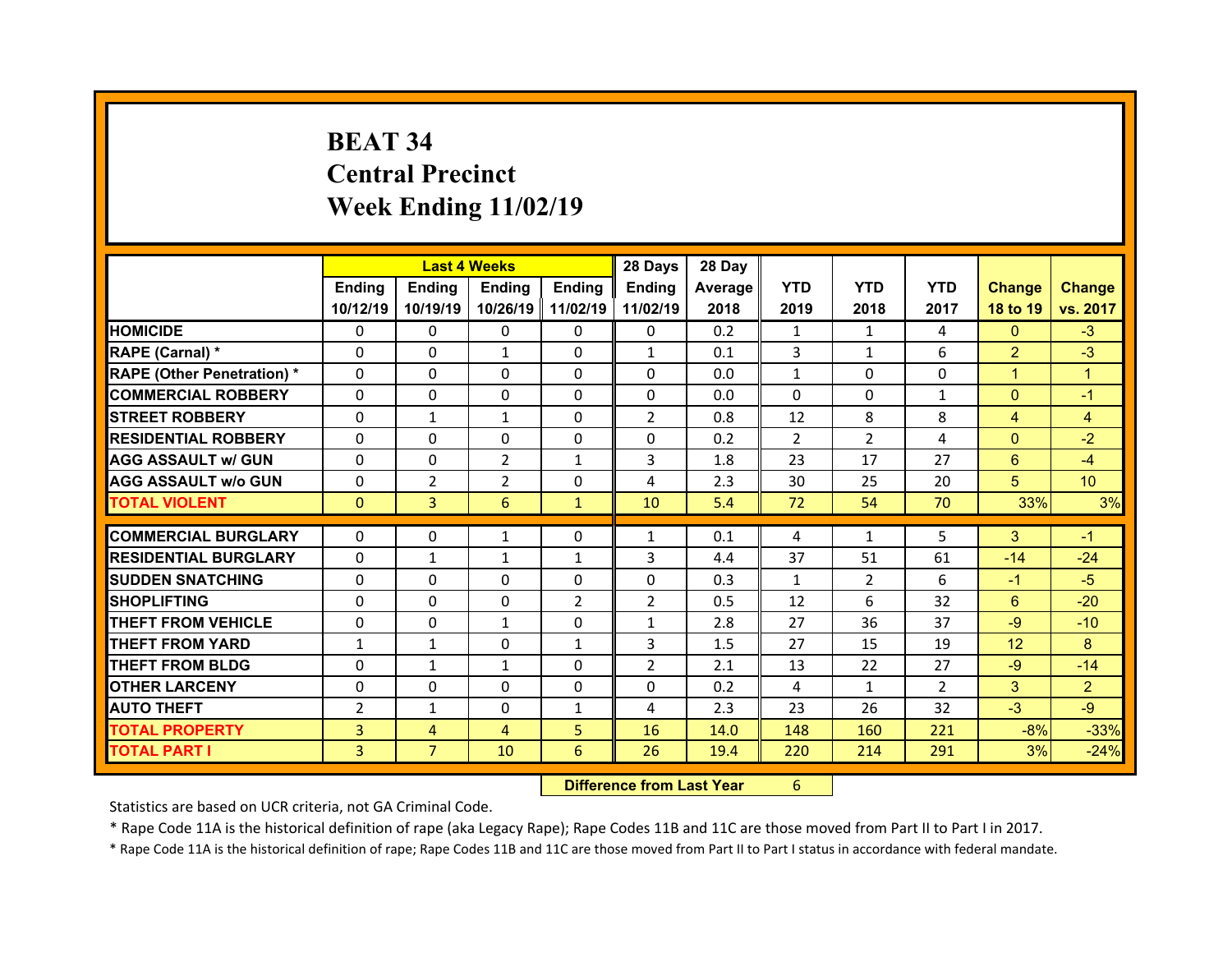# BEAT 34
## Central Precinct
## Week Ending 11/02/19

| | Last 4 Weeks | | | | 28 Days | 28 Day | | | | | |
|---|---|---|---|---|---|---|---|---|---|---|---|
| | Ending 10/12/19 | Ending 10/19/19 | Ending 10/26/19 | Ending 11/02/19 | Ending 11/02/19 | Average 2018 | YTD 2019 | YTD 2018 | YTD 2017 | Change 18 to 19 | Change vs. 2017 |
| HOMICIDE | 0 | 0 | 0 | 0 | 0 | 0.2 | 1 | 1 | 4 | 0 | -3 |
| RAPE (Carnal) * | 0 | 0 | 1 | 0 | 1 | 0.1 | 3 | 1 | 6 | 2 | -3 |
| RAPE (Other Penetration) * | 0 | 0 | 0 | 0 | 0 | 0.0 | 1 | 0 | 0 | 1 | 1 |
| COMMERCIAL ROBBERY | 0 | 0 | 0 | 0 | 0 | 0.0 | 0 | 0 | 1 | 0 | -1 |
| STREET ROBBERY | 0 | 1 | 1 | 0 | 2 | 0.8 | 12 | 8 | 8 | 4 | 4 |
| RESIDENTIAL ROBBERY | 0 | 0 | 0 | 0 | 0 | 0.2 | 2 | 2 | 4 | 0 | -2 |
| AGG ASSAULT w/ GUN | 0 | 0 | 2 | 1 | 3 | 1.8 | 23 | 17 | 27 | 6 | -4 |
| AGG ASSAULT w/o GUN | 0 | 2 | 2 | 0 | 4 | 2.3 | 30 | 25 | 20 | 5 | 10 |
| TOTAL VIOLENT | 0 | 3 | 6 | 1 | 10 | 5.4 | 72 | 54 | 70 | 33% | 3% |
| COMMERCIAL BURGLARY | 0 | 0 | 1 | 0 | 1 | 0.1 | 4 | 1 | 5 | 3 | -1 |
| RESIDENTIAL BURGLARY | 0 | 1 | 1 | 1 | 3 | 4.4 | 37 | 51 | 61 | -14 | -24 |
| SUDDEN SNATCHING | 0 | 0 | 0 | 0 | 0 | 0.3 | 1 | 2 | 6 | -1 | -5 |
| SHOPLIFTING | 0 | 0 | 0 | 2 | 2 | 0.5 | 12 | 6 | 32 | 6 | -20 |
| THEFT FROM VEHICLE | 0 | 0 | 1 | 0 | 1 | 2.8 | 27 | 36 | 37 | -9 | -10 |
| THEFT FROM YARD | 1 | 1 | 0 | 1 | 3 | 1.5 | 27 | 15 | 19 | 12 | 8 |
| THEFT FROM BLDG | 0 | 1 | 1 | 0 | 2 | 2.1 | 13 | 22 | 27 | -9 | -14 |
| OTHER LARCENY | 0 | 0 | 0 | 0 | 0 | 0.2 | 4 | 1 | 2 | 3 | 2 |
| AUTO THEFT | 2 | 1 | 0 | 1 | 4 | 2.3 | 23 | 26 | 32 | -3 | -9 |
| TOTAL PROPERTY | 3 | 4 | 4 | 5 | 16 | 14.0 | 148 | 160 | 221 | -8% | -33% |
| TOTAL PART I | 3 | 7 | 10 | 6 | 26 | 19.4 | 220 | 214 | 291 | 3% | -24% |

**Difference from Last Year** 6

Statistics are based on UCR criteria, not GA Criminal Code.

* Rape Code 11A is the historical definition of rape (aka Legacy Rape); Rape Codes 11B and 11C are those moved from Part II to Part I in 2017.

* Rape Code 11A is the historical definition of rape; Rape Codes 11B and 11C are those moved from Part II to Part I status in accordance with federal mandate.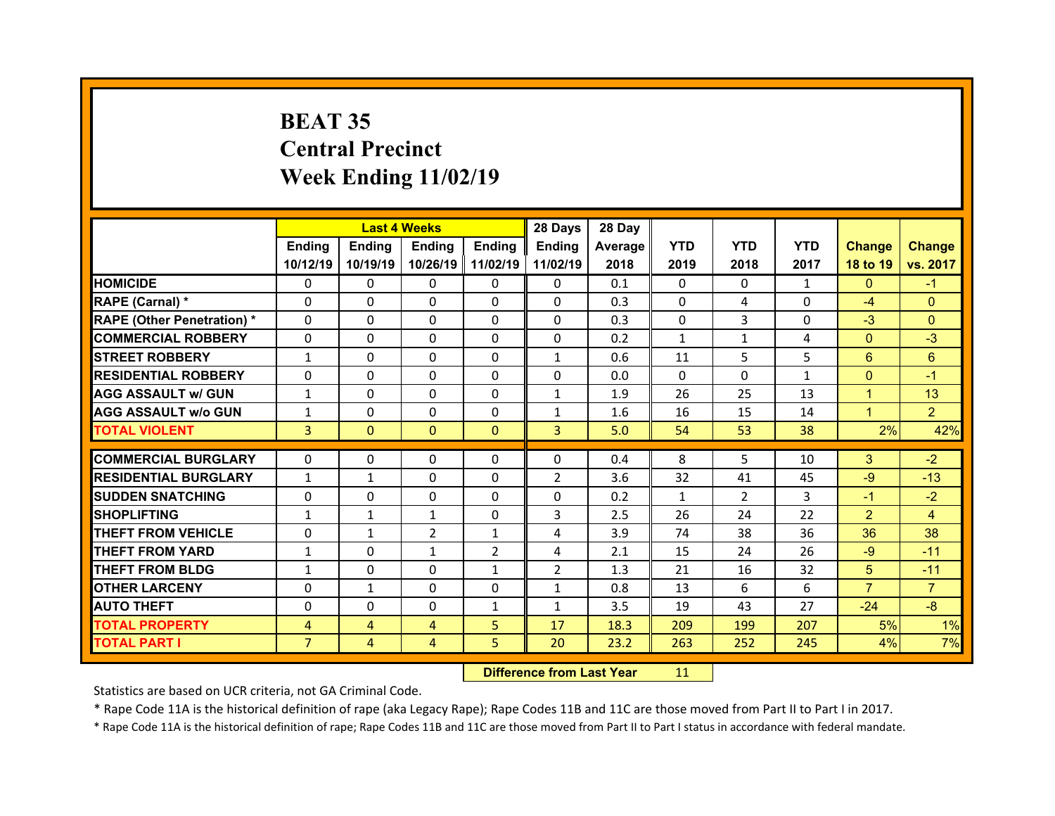# BEAT 35
## Central Precinct
## Week Ending 11/02/19

| | Last 4 Weeks | | | | 28 Days | 28 Day | | | | | |
|---|---|---|---|---|---|---|---|---|---|---|---|
| | Ending 10/12/19 | Ending 10/19/19 | Ending 10/26/19 | Ending 11/02/19 | Ending 11/02/19 | Average 2018 | YTD 2019 | YTD 2018 | YTD 2017 | Change 18 to 19 | Change vs. 2017 |
| **HOMICIDE** | 0 | 0 | 0 | 0 | 0 | 0.1 | 0 | 0 | 1 | 0 | -1 |
| **RAPE (Carnal) *** | 0 | 0 | 0 | 0 | 0 | 0.3 | 0 | 4 | 0 | -4 | 0 |
| **RAPE (Other Penetration) *** | 0 | 0 | 0 | 0 | 0 | 0.3 | 0 | 3 | 0 | -3 | 0 |
| **COMMERCIAL ROBBERY** | 0 | 0 | 0 | 0 | 0 | 0.2 | 1 | 1 | 4 | 0 | -3 |
| **STREET ROBBERY** | 1 | 0 | 0 | 0 | 1 | 0.6 | 11 | 5 | 5 | 6 | 6 |
| **RESIDENTIAL ROBBERY** | 0 | 0 | 0 | 0 | 0 | 0.0 | 0 | 0 | 1 | 0 | -1 |
| **AGG ASSAULT w/ GUN** | 1 | 0 | 0 | 0 | 1 | 1.9 | 26 | 25 | 13 | 1 | 13 |
| **AGG ASSAULT w/o GUN** | 1 | 0 | 0 | 0 | 1 | 1.6 | 16 | 15 | 14 | 1 | 2 |
| **TOTAL VIOLENT** | 3 | 0 | 0 | 0 | 3 | 5.0 | 54 | 53 | 38 | 2% | 42% |
| **COMMERCIAL BURGLARY** | 0 | 0 | 0 | 0 | 0 | 0.4 | 8 | 5 | 10 | 3 | -2 |
| **RESIDENTIAL BURGLARY** | 1 | 1 | 0 | 0 | 2 | 3.6 | 32 | 41 | 45 | -9 | -13 |
| **SUDDEN SNATCHING** | 0 | 0 | 0 | 0 | 0 | 0.2 | 1 | 2 | 3 | -1 | -2 |
| **SHOPLIFTING** | 1 | 1 | 1 | 0 | 3 | 2.5 | 26 | 24 | 22 | 2 | 4 |
| **THEFT FROM VEHICLE** | 0 | 1 | 2 | 1 | 4 | 3.9 | 74 | 38 | 36 | 36 | 38 |
| **THEFT FROM YARD** | 1 | 0 | 1 | 2 | 4 | 2.1 | 15 | 24 | 26 | -9 | -11 |
| **THEFT FROM BLDG** | 1 | 0 | 0 | 1 | 2 | 1.3 | 21 | 16 | 32 | 5 | -11 |
| **OTHER LARCENY** | 0 | 1 | 0 | 0 | 1 | 0.8 | 13 | 6 | 6 | 7 | 7 |
| **AUTO THEFT** | 0 | 0 | 0 | 1 | 1 | 3.5 | 19 | 43 | 27 | -24 | -8 |
| **TOTAL PROPERTY** | 4 | 4 | 4 | 5 | 17 | 18.3 | 209 | 199 | 207 | 5% | 1% |
| **TOTAL PART I** | 7 | 4 | 4 | 5 | 20 | 23.2 | 263 | 252 | 245 | 4% | 7% |

**Difference from Last Year** 11

Statistics are based on UCR criteria, not GA Criminal Code.

* Rape Code 11A is the historical definition of rape (aka Legacy Rape); Rape Codes 11B and 11C are those moved from Part II to Part I in 2017.

* Rape Code 11A is the historical definition of rape; Rape Codes 11B and 11C are those moved from Part II to Part I status in accordance with federal mandate.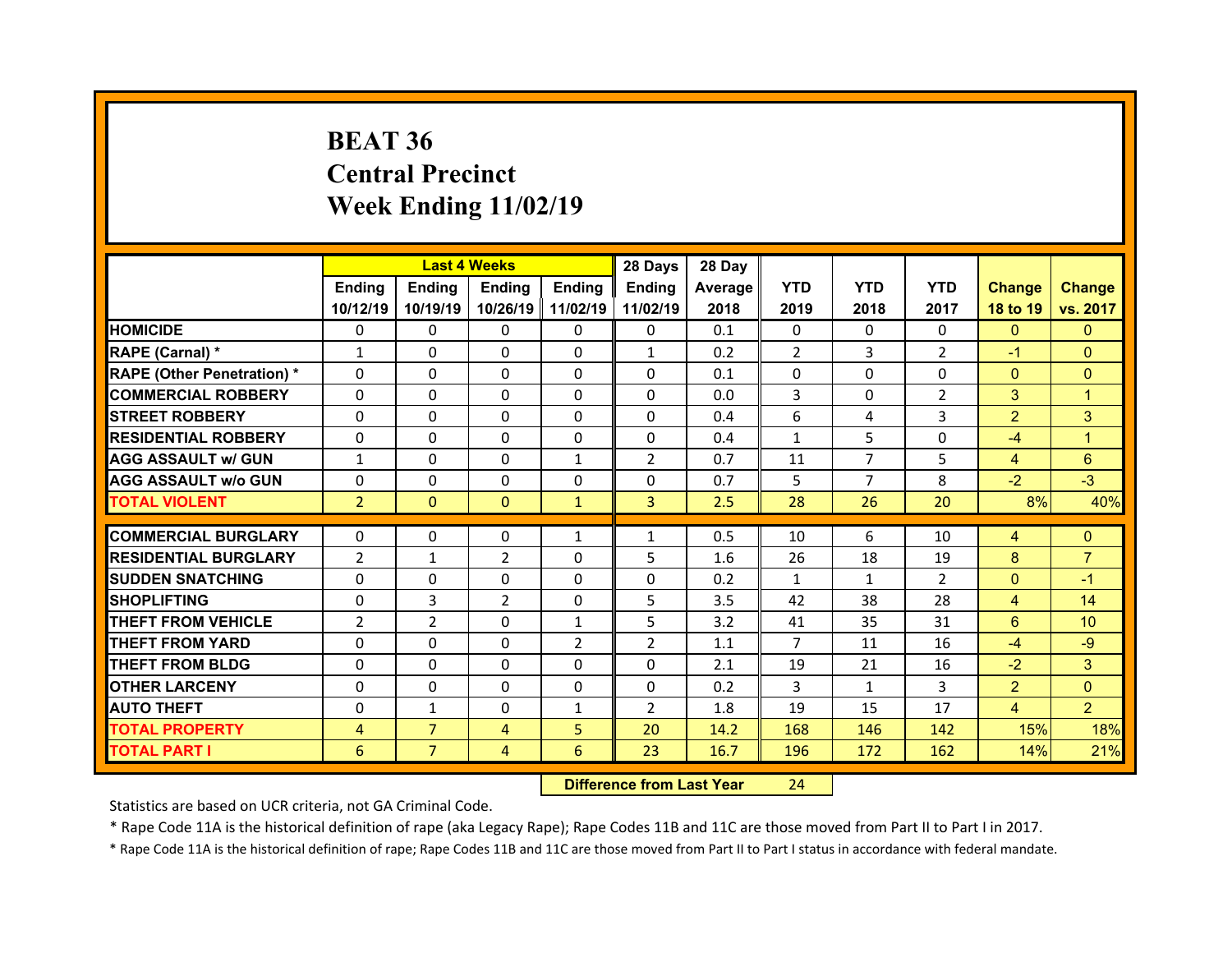# BEAT 36
# Central Precinct
# Week Ending 11/02/19

| | Last 4 Weeks | | | | 28 Days | 28 Day | | | | | |
|---|---|---|---|---|---|---|---|---|---|---|---|
| | Ending 10/12/19 | Ending 10/19/19 | Ending 10/26/19 | Ending 11/02/19 | Ending 11/02/19 | Average 2018 | YTD 2019 | YTD 2018 | YTD 2017 | Change 18 to 19 | Change vs. 2017 |
| HOMICIDE | 0 | 0 | 0 | 0 | 0 | 0.1 | 0 | 0 | 0 | 0 | 0 |
| RAPE (Carnal) * | 1 | 0 | 0 | 0 | 1 | 0.2 | 2 | 3 | 2 | -1 | 0 |
| RAPE (Other Penetration) * | 0 | 0 | 0 | 0 | 0 | 0.1 | 0 | 0 | 0 | 0 | 0 |
| COMMERCIAL ROBBERY | 0 | 0 | 0 | 0 | 0 | 0.0 | 3 | 0 | 2 | 3 | 1 |
| STREET ROBBERY | 0 | 0 | 0 | 0 | 0 | 0.4 | 6 | 4 | 3 | 2 | 3 |
| RESIDENTIAL ROBBERY | 0 | 0 | 0 | 0 | 0 | 0.4 | 1 | 5 | 0 | -4 | 1 |
| AGG ASSAULT w/ GUN | 1 | 0 | 0 | 1 | 2 | 0.7 | 11 | 7 | 5 | 4 | 6 |
| AGG ASSAULT w/o GUN | 0 | 0 | 0 | 0 | 0 | 0.7 | 5 | 7 | 8 | -2 | -3 |
| TOTAL VIOLENT | 2 | 0 | 0 | 1 | 3 | 2.5 | 28 | 26 | 20 | 8% | 40% |
| COMMERCIAL BURGLARY | 0 | 0 | 0 | 1 | 1 | 0.5 | 10 | 6 | 10 | 4 | 0 |
| RESIDENTIAL BURGLARY | 2 | 1 | 2 | 0 | 5 | 1.6 | 26 | 18 | 19 | 8 | 7 |
| SUDDEN SNATCHING | 0 | 0 | 0 | 0 | 0 | 0.2 | 1 | 1 | 2 | 0 | -1 |
| SHOPLIFTING | 0 | 3 | 2 | 0 | 5 | 3.5 | 42 | 38 | 28 | 4 | 14 |
| THEFT FROM VEHICLE | 2 | 2 | 0 | 1 | 5 | 3.2 | 41 | 35 | 31 | 6 | 10 |
| THEFT FROM YARD | 0 | 0 | 0 | 2 | 2 | 1.1 | 7 | 11 | 16 | -4 | -9 |
| THEFT FROM BLDG | 0 | 0 | 0 | 0 | 0 | 2.1 | 19 | 21 | 16 | -2 | 3 |
| OTHER LARCENY | 0 | 0 | 0 | 0 | 0 | 0.2 | 3 | 1 | 3 | 2 | 0 |
| AUTO THEFT | 0 | 1 | 0 | 1 | 2 | 1.8 | 19 | 15 | 17 | 4 | 2 |
| TOTAL PROPERTY | 4 | 7 | 4 | 5 | 20 | 14.2 | 168 | 146 | 142 | 15% | 18% |
| TOTAL PART I | 6 | 7 | 4 | 6 | 23 | 16.7 | 196 | 172 | 162 | 14% | 21% |

**Difference from Last Year** 24

Statistics are based on UCR criteria, not GA Criminal Code.

* Rape Code 11A is the historical definition of rape (aka Legacy Rape); Rape Codes 11B and 11C are those moved from Part II to Part I in 2017.

* Rape Code 11A is the historical definition of rape; Rape Codes 11B and 11C are those moved from Part II to Part I status in accordance with federal mandate.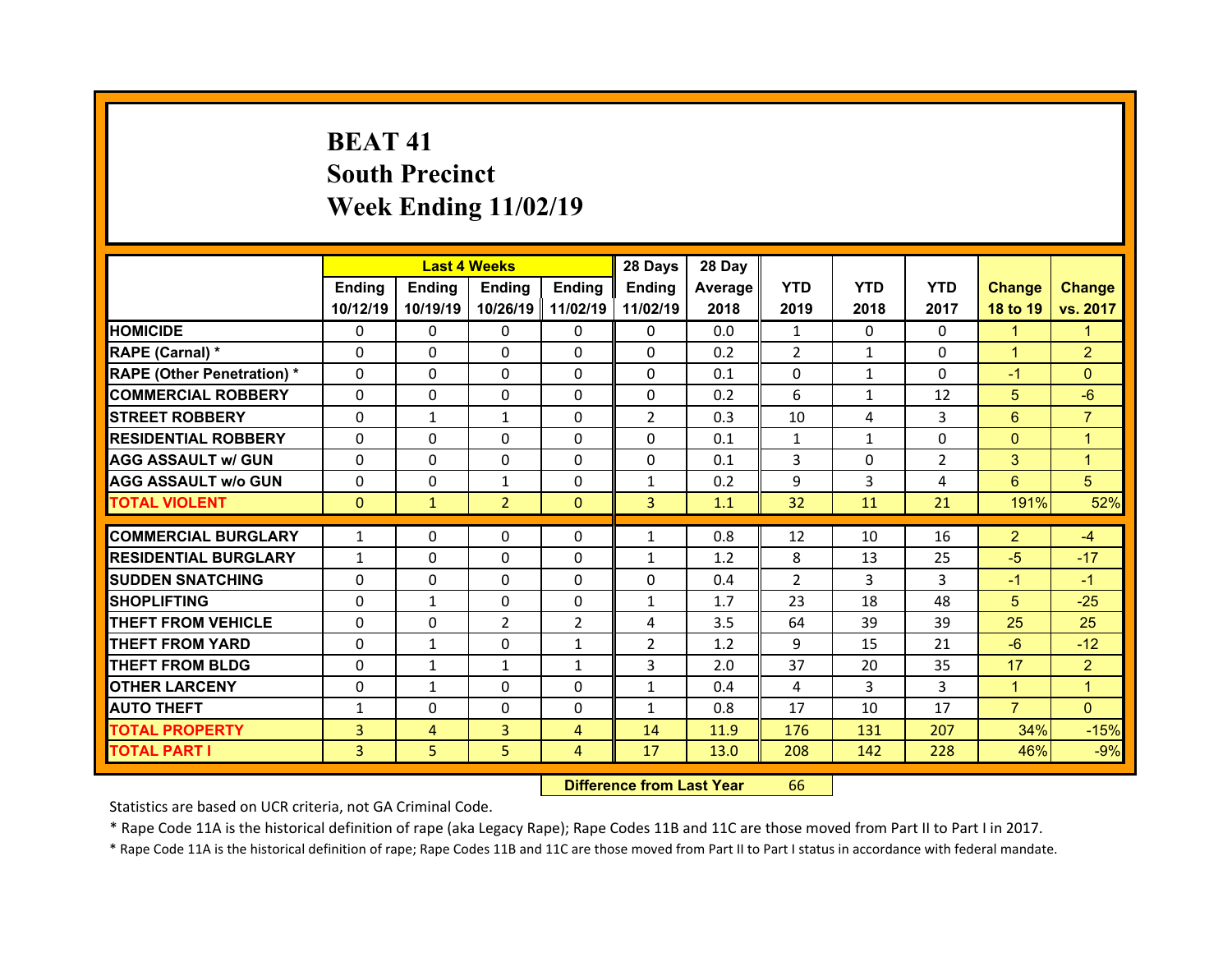# BEAT 41
## South Precinct
## Week Ending 11/02/19

| | Last 4 Weeks | | | | 28 Days | 28 Day | | | | | |
|---|---|---|---|---|---|---|---|---|---|---|---|
| | Ending 10/12/19 | Ending 10/19/19 | Ending 10/26/19 | Ending 11/02/19 | Ending 11/02/19 | Average 2018 | YTD 2019 | YTD 2018 | YTD 2017 | Change 18 to 19 | Change vs. 2017 |
| HOMICIDE | 0 | 0 | 0 | 0 | 0 | 0.0 | 1 | 0 | 0 | 1 | 1 |
| RAPE (Carnal) * | 0 | 0 | 0 | 0 | 0 | 0.2 | 2 | 1 | 0 | 1 | 2 |
| RAPE (Other Penetration) * | 0 | 0 | 0 | 0 | 0 | 0.1 | 0 | 1 | 0 | -1 | 0 |
| COMMERCIAL ROBBERY | 0 | 0 | 0 | 0 | 0 | 0.2 | 6 | 1 | 12 | 5 | -6 |
| STREET ROBBERY | 0 | 1 | 1 | 0 | 2 | 0.3 | 10 | 4 | 3 | 6 | 7 |
| RESIDENTIAL ROBBERY | 0 | 0 | 0 | 0 | 0 | 0.1 | 1 | 1 | 0 | 0 | 1 |
| AGG ASSAULT w/ GUN | 0 | 0 | 0 | 0 | 0 | 0.1 | 3 | 0 | 2 | 3 | 1 |
| AGG ASSAULT w/o GUN | 0 | 0 | 1 | 0 | 1 | 0.2 | 9 | 3 | 4 | 6 | 5 |
| TOTAL VIOLENT | 0 | 1 | 2 | 0 | 3 | 1.1 | 32 | 11 | 21 | 191% | 52% |
| COMMERCIAL BURGLARY | 1 | 0 | 0 | 0 | 1 | 0.8 | 12 | 10 | 16 | 2 | -4 |
| RESIDENTIAL BURGLARY | 1 | 0 | 0 | 0 | 1 | 1.2 | 8 | 13 | 25 | -5 | -17 |
| SUDDEN SNATCHING | 0 | 0 | 0 | 0 | 0 | 0.4 | 2 | 3 | 3 | -1 | -1 |
| SHOPLIFTING | 0 | 1 | 0 | 0 | 1 | 1.7 | 23 | 18 | 48 | 5 | -25 |
| THEFT FROM VEHICLE | 0 | 0 | 2 | 2 | 4 | 3.5 | 64 | 39 | 39 | 25 | 25 |
| THEFT FROM YARD | 0 | 1 | 0 | 1 | 2 | 1.2 | 9 | 15 | 21 | -6 | -12 |
| THEFT FROM BLDG | 0 | 1 | 1 | 1 | 3 | 2.0 | 37 | 20 | 35 | 17 | 2 |
| OTHER LARCENY | 0 | 1 | 0 | 0 | 1 | 0.4 | 4 | 3 | 3 | 1 | 1 |
| AUTO THEFT | 1 | 0 | 0 | 0 | 1 | 0.8 | 17 | 10 | 17 | 7 | 0 |
| TOTAL PROPERTY | 3 | 4 | 3 | 4 | 14 | 11.9 | 176 | 131 | 207 | 34% | -15% |
| TOTAL PART I | 3 | 5 | 5 | 4 | 17 | 13.0 | 208 | 142 | 228 | 46% | -9% |

| Difference from Last Year | 66 |
|---|---|

Statistics are based on UCR criteria, not GA Criminal Code.

* Rape Code 11A is the historical definition of rape (aka Legacy Rape); Rape Codes 11B and 11C are those moved from Part II to Part I in 2017.

* Rape Code 11A is the historical definition of rape; Rape Codes 11B and 11C are those moved from Part II to Part I status in accordance with federal mandate.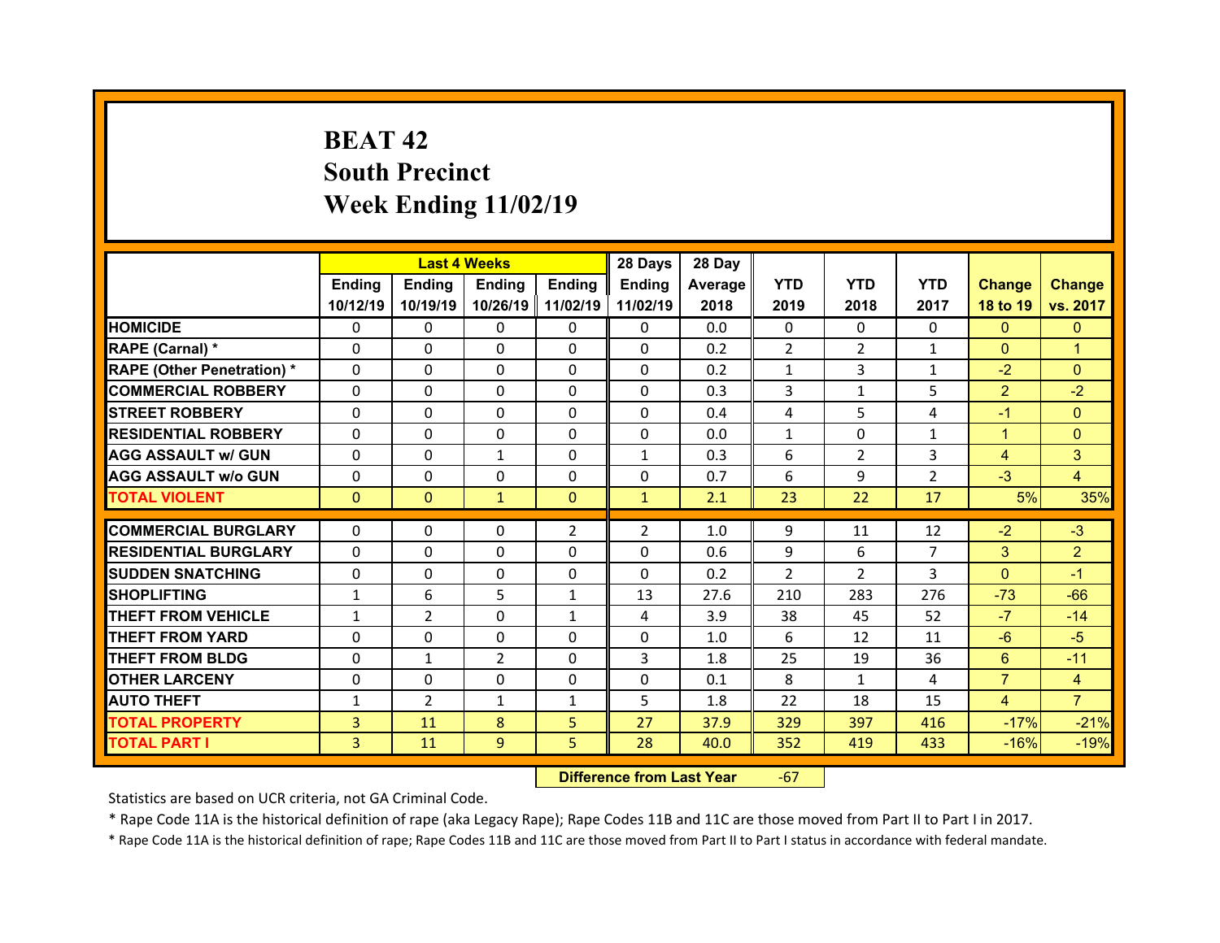# BEAT 42
## South Precinct
## Week Ending 11/02/19

| | Last 4 Weeks | | | | 28 Days | 28 Day | | | | | |
|---|---|---|---|---|---|---|---|---|---|---|---|
| | Ending 10/12/19 | Ending 10/19/19 | Ending 10/26/19 | Ending 11/02/19 | Ending 11/02/19 | Average 2018 | YTD 2019 | YTD 2018 | YTD 2017 | Change 18 to 19 | Change vs. 2017 |
| HOMICIDE | 0 | 0 | 0 | 0 | 0 | 0.0 | 0 | 0 | 0 | 0 | 0 |
| RAPE (Carnal) * | 0 | 0 | 0 | 0 | 0 | 0.2 | 2 | 2 | 1 | 0 | 1 |
| RAPE (Other Penetration) * | 0 | 0 | 0 | 0 | 0 | 0.2 | 1 | 3 | 1 | -2 | 0 |
| COMMERCIAL ROBBERY | 0 | 0 | 0 | 0 | 0 | 0.3 | 3 | 1 | 5 | 2 | -2 |
| STREET ROBBERY | 0 | 0 | 0 | 0 | 0 | 0.4 | 4 | 5 | 4 | -1 | 0 |
| RESIDENTIAL ROBBERY | 0 | 0 | 0 | 0 | 0 | 0.0 | 1 | 0 | 1 | 1 | 0 |
| AGG ASSAULT w/ GUN | 0 | 0 | 1 | 0 | 1 | 0.3 | 6 | 2 | 3 | 4 | 3 |
| AGG ASSAULT w/o GUN | 0 | 0 | 0 | 0 | 0 | 0.7 | 6 | 9 | 2 | -3 | 4 |
| TOTAL VIOLENT | 0 | 0 | 1 | 0 | 1 | 2.1 | 23 | 22 | 17 | 5% | 35% |
| COMMERCIAL BURGLARY | 0 | 0 | 0 | 2 | 2 | 1.0 | 9 | 11 | 12 | -2 | -3 |
| RESIDENTIAL BURGLARY | 0 | 0 | 0 | 0 | 0 | 0.6 | 9 | 6 | 7 | 3 | 2 |
| SUDDEN SNATCHING | 0 | 0 | 0 | 0 | 0 | 0.2 | 2 | 2 | 3 | 0 | -1 |
| SHOPLIFTING | 1 | 6 | 5 | 1 | 13 | 27.6 | 210 | 283 | 276 | -73 | -66 |
| THEFT FROM VEHICLE | 1 | 2 | 0 | 1 | 4 | 3.9 | 38 | 45 | 52 | -7 | -14 |
| THEFT FROM YARD | 0 | 0 | 0 | 0 | 0 | 1.0 | 6 | 12 | 11 | -6 | -5 |
| THEFT FROM BLDG | 0 | 1 | 2 | 0 | 3 | 1.8 | 25 | 19 | 36 | 6 | -11 |
| OTHER LARCENY | 0 | 0 | 0 | 0 | 0 | 0.1 | 8 | 1 | 4 | 7 | 4 |
| AUTO THEFT | 1 | 2 | 1 | 1 | 5 | 1.8 | 22 | 18 | 15 | 4 | 7 |
| TOTAL PROPERTY | 3 | 11 | 8 | 5 | 27 | 37.9 | 329 | 397 | 416 | -17% | -21% |
| TOTAL PART I | 3 | 11 | 9 | 5 | 28 | 40.0 | 352 | 419 | 433 | -16% | -19% |

**Difference from Last Year** -67

Statistics are based on UCR criteria, not GA Criminal Code.

* Rape Code 11A is the historical definition of rape (aka Legacy Rape); Rape Codes 11B and 11C are those moved from Part II to Part I in 2017.

* Rape Code 11A is the historical definition of rape; Rape Codes 11B and 11C are those moved from Part II to Part I status in accordance with federal mandate.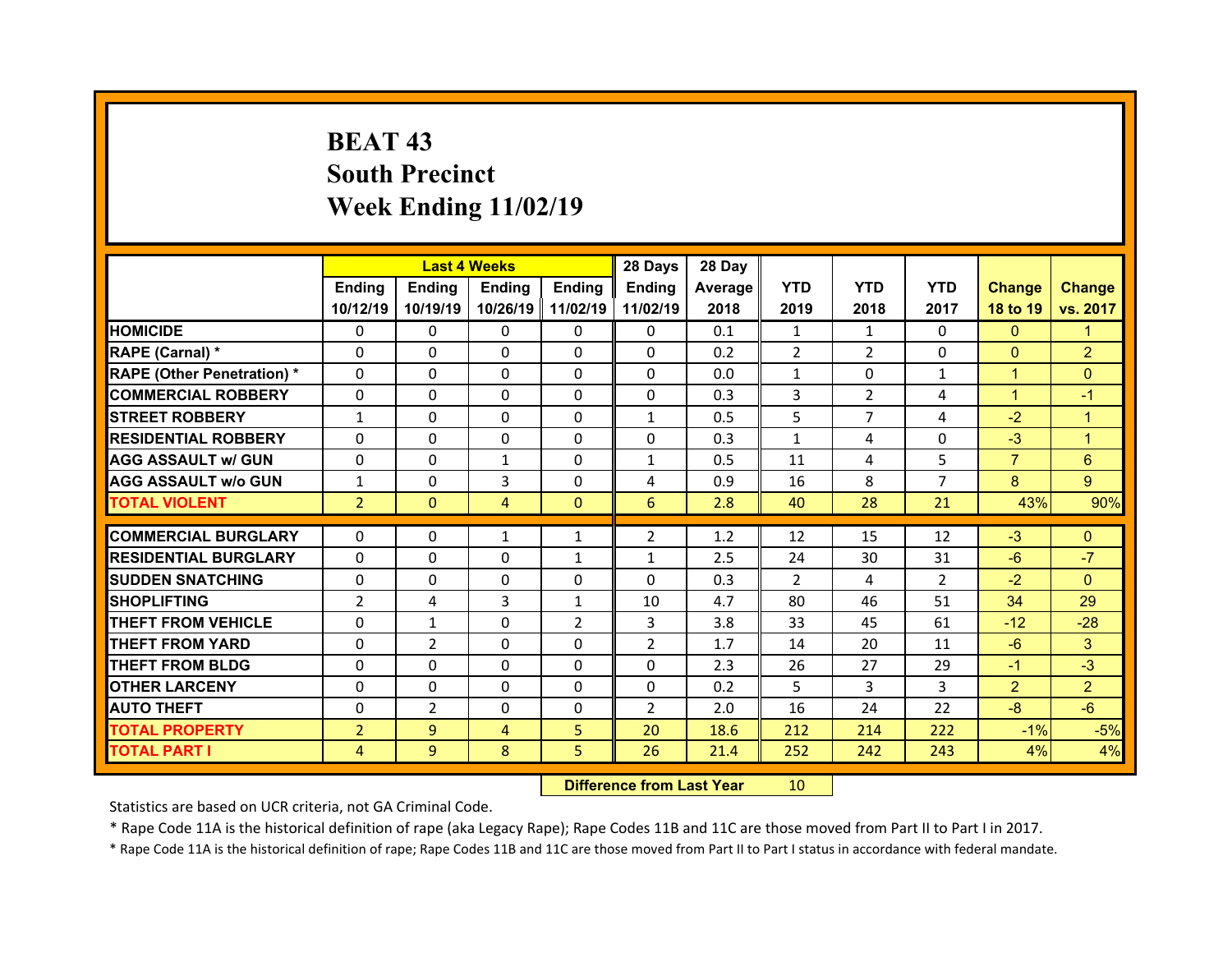# BEAT 43
## South Precinct
## Week Ending 11/02/19

| | Last 4 Weeks | | | | 28 Days | 28 Day | | | | | |
|---|---|---|---|---|---|---|---|---|---|---|---|
| | Ending 10/12/19 | Ending 10/19/19 | Ending 10/26/19 | Ending 11/02/19 | Ending 11/02/19 | Average 2018 | YTD 2019 | YTD 2018 | YTD 2017 | Change 18 to 19 | Change vs. 2017 |
| HOMICIDE | 0 | 0 | 0 | 0 | 0 | 0.1 | 1 | 1 | 0 | 0 | 1 |
| RAPE (Carnal) * | 0 | 0 | 0 | 0 | 0 | 0.2 | 2 | 2 | 0 | 0 | 2 |
| RAPE (Other Penetration) * | 0 | 0 | 0 | 0 | 0 | 0.0 | 1 | 0 | 1 | 1 | 0 |
| COMMERCIAL ROBBERY | 0 | 0 | 0 | 0 | 0 | 0.3 | 3 | 2 | 4 | 1 | -1 |
| STREET ROBBERY | 1 | 0 | 0 | 0 | 1 | 0.5 | 5 | 7 | 4 | -2 | 1 |
| RESIDENTIAL ROBBERY | 0 | 0 | 0 | 0 | 0 | 0.3 | 1 | 4 | 0 | -3 | 1 |
| AGG ASSAULT w/ GUN | 0 | 0 | 1 | 0 | 1 | 0.5 | 11 | 4 | 5 | 7 | 6 |
| AGG ASSAULT w/o GUN | 1 | 0 | 3 | 0 | 4 | 0.9 | 16 | 8 | 7 | 8 | 9 |
| TOTAL VIOLENT | 2 | 0 | 4 | 0 | 6 | 2.8 | 40 | 28 | 21 | 43% | 90% |
| COMMERCIAL BURGLARY | 0 | 0 | 1 | 1 | 2 | 1.2 | 12 | 15 | 12 | -3 | 0 |
| RESIDENTIAL BURGLARY | 0 | 0 | 0 | 1 | 1 | 2.5 | 24 | 30 | 31 | -6 | -7 |
| SUDDEN SNATCHING | 0 | 0 | 0 | 0 | 0 | 0.3 | 2 | 4 | 2 | -2 | 0 |
| SHOPLIFTING | 2 | 4 | 3 | 1 | 10 | 4.7 | 80 | 46 | 51 | 34 | 29 |
| THEFT FROM VEHICLE | 0 | 1 | 0 | 2 | 3 | 3.8 | 33 | 45 | 61 | -12 | -28 |
| THEFT FROM YARD | 0 | 2 | 0 | 0 | 2 | 1.7 | 14 | 20 | 11 | -6 | 3 |
| THEFT FROM BLDG | 0 | 0 | 0 | 0 | 0 | 2.3 | 26 | 27 | 29 | -1 | -3 |
| OTHER LARCENY | 0 | 0 | 0 | 0 | 0 | 0.2 | 5 | 3 | 3 | 2 | 2 |
| AUTO THEFT | 0 | 2 | 0 | 0 | 2 | 2.0 | 16 | 24 | 22 | -8 | -6 |
| TOTAL PROPERTY | 2 | 9 | 4 | 5 | 20 | 18.6 | 212 | 214 | 222 | -1% | -5% |
| TOTAL PART I | 4 | 9 | 8 | 5 | 26 | 21.4 | 252 | 242 | 243 | 4% | 4% |

**Difference from Last Year** 10

Statistics are based on UCR criteria, not GA Criminal Code.

* Rape Code 11A is the historical definition of rape (aka Legacy Rape); Rape Codes 11B and 11C are those moved from Part II to Part I in 2017.

* Rape Code 11A is the historical definition of rape; Rape Codes 11B and 11C are those moved from Part II to Part I status in accordance with federal mandate.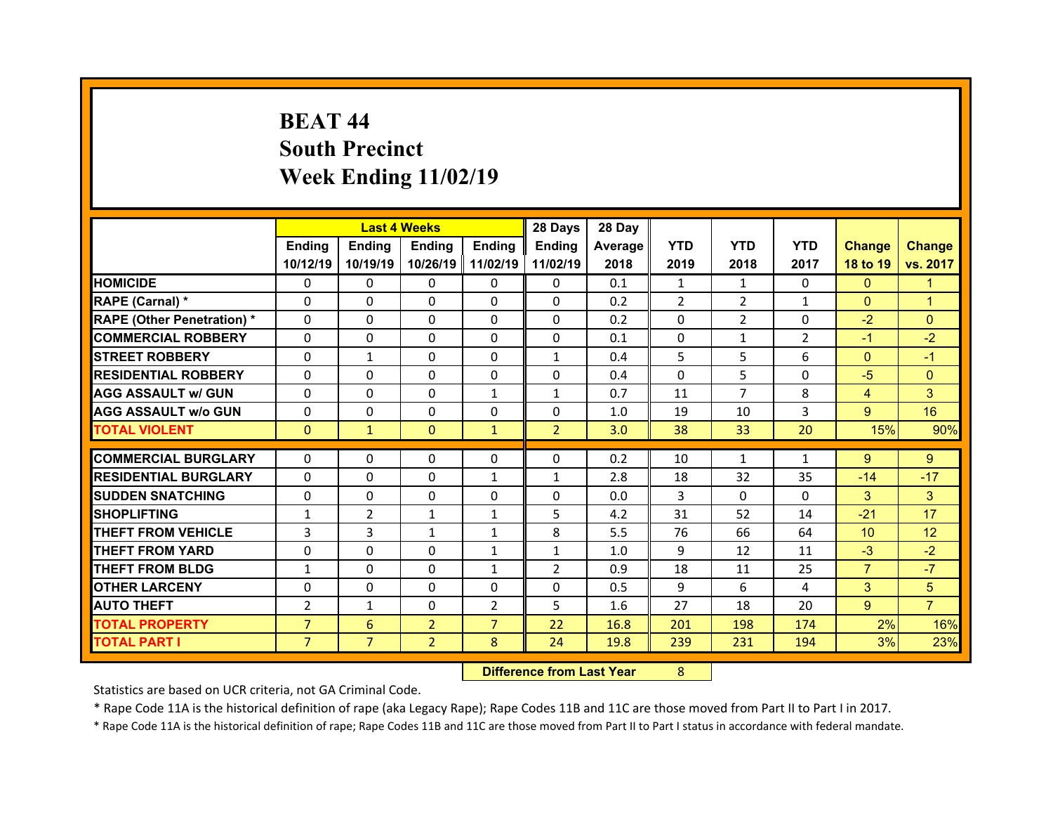# BEAT 44
## South Precinct
## Week Ending 11/02/19

| | Last 4 Weeks | | | | 28 Days | 28 Day | | | | | |
|---|---|---|---|---|---|---|---|---|---|---|---|
| | Ending 10/12/19 | Ending 10/19/19 | Ending 10/26/19 | Ending 11/02/19 | Ending 11/02/19 | Average 2018 | YTD 2019 | YTD 2018 | YTD 2017 | Change 18 to 19 | Change vs. 2017 |
| HOMICIDE | 0 | 0 | 0 | 0 | 0 | 0.1 | 1 | 1 | 0 | 0 | 1 |
| RAPE (Carnal) * | 0 | 0 | 0 | 0 | 0 | 0.2 | 2 | 2 | 1 | 0 | 1 |
| RAPE (Other Penetration) * | 0 | 0 | 0 | 0 | 0 | 0.2 | 0 | 2 | 0 | -2 | 0 |
| COMMERCIAL ROBBERY | 0 | 0 | 0 | 0 | 0 | 0.1 | 0 | 1 | 2 | -1 | -2 |
| STREET ROBBERY | 0 | 1 | 0 | 0 | 1 | 0.4 | 5 | 5 | 6 | 0 | -1 |
| RESIDENTIAL ROBBERY | 0 | 0 | 0 | 0 | 0 | 0.4 | 0 | 5 | 0 | -5 | 0 |
| AGG ASSAULT w/ GUN | 0 | 0 | 0 | 1 | 1 | 0.7 | 11 | 7 | 8 | 4 | 3 |
| AGG ASSAULT w/o GUN | 0 | 0 | 0 | 0 | 0 | 1.0 | 19 | 10 | 3 | 9 | 16 |
| TOTAL VIOLENT | 0 | 1 | 0 | 1 | 2 | 3.0 | 38 | 33 | 20 | 15% | 90% |
| COMMERCIAL BURGLARY | 0 | 0 | 0 | 0 | 0 | 0.2 | 10 | 1 | 1 | 9 | 9 |
| RESIDENTIAL BURGLARY | 0 | 0 | 0 | 1 | 1 | 2.8 | 18 | 32 | 35 | -14 | -17 |
| SUDDEN SNATCHING | 0 | 0 | 0 | 0 | 0 | 0.0 | 3 | 0 | 0 | 3 | 3 |
| SHOPLIFTING | 1 | 2 | 1 | 1 | 5 | 4.2 | 31 | 52 | 14 | -21 | 17 |
| THEFT FROM VEHICLE | 3 | 3 | 1 | 1 | 8 | 5.5 | 76 | 66 | 64 | 10 | 12 |
| THEFT FROM YARD | 0 | 0 | 0 | 1 | 1 | 1.0 | 9 | 12 | 11 | -3 | -2 |
| THEFT FROM BLDG | 1 | 0 | 0 | 1 | 2 | 0.9 | 18 | 11 | 25 | 7 | -7 |
| OTHER LARCENY | 0 | 0 | 0 | 0 | 0 | 0.5 | 9 | 6 | 4 | 3 | 5 |
| AUTO THEFT | 2 | 1 | 0 | 2 | 5 | 1.6 | 27 | 18 | 20 | 9 | 7 |
| TOTAL PROPERTY | 7 | 6 | 2 | 7 | 22 | 16.8 | 201 | 198 | 174 | 2% | 16% |
| TOTAL PART I | 7 | 7 | 2 | 8 | 24 | 19.8 | 239 | 231 | 194 | 3% | 23% |

| Difference from Last Year | 8 |
|---|---|

Statistics are based on UCR criteria, not GA Criminal Code.

* Rape Code 11A is the historical definition of rape (aka Legacy Rape); Rape Codes 11B and 11C are those moved from Part II to Part I in 2017.

* Rape Code 11A is the historical definition of rape; Rape Codes 11B and 11C are those moved from Part II to Part I status in accordance with federal mandate.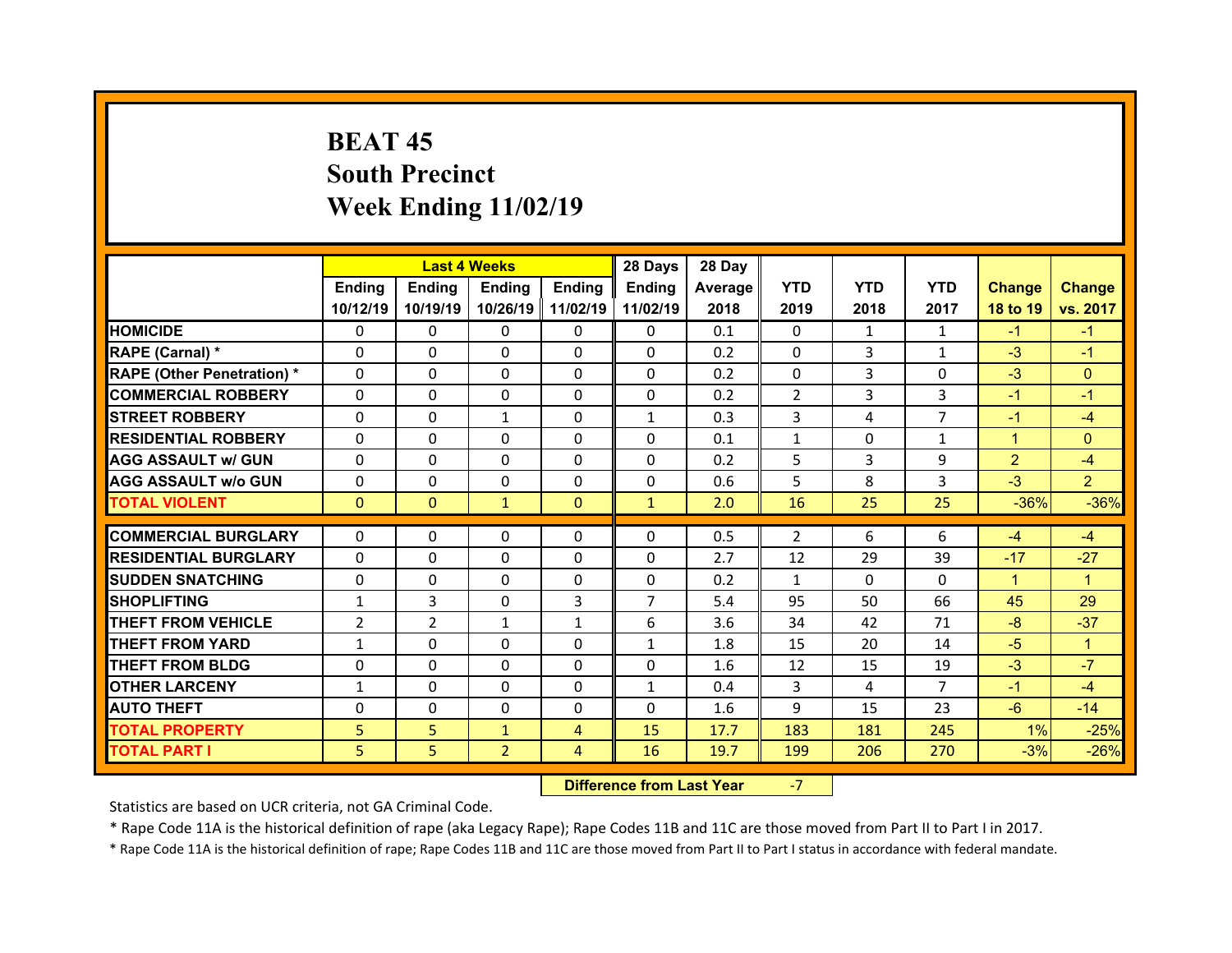# BEAT 45
## South Precinct
## Week Ending 11/02/19

| | Last 4 Weeks | | | | 28 Days | 28 Day | | | | | |
|---|---|---|---|---|---|---|---|---|---|---|---|
| | Ending 10/12/19 | Ending 10/19/19 | Ending 10/26/19 | Ending 11/02/19 | Ending 11/02/19 | Average 2018 | YTD 2019 | YTD 2018 | YTD 2017 | Change 18 to 19 | Change vs. 2017 |
| HOMICIDE | 0 | 0 | 0 | 0 | 0 | 0.1 | 0 | 1 | 1 | -1 | -1 |
| RAPE (Carnal) * | 0 | 0 | 0 | 0 | 0 | 0.2 | 0 | 3 | 1 | -3 | -1 |
| RAPE (Other Penetration) * | 0 | 0 | 0 | 0 | 0 | 0.2 | 0 | 3 | 0 | -3 | 0 |
| COMMERCIAL ROBBERY | 0 | 0 | 0 | 0 | 0 | 0.2 | 2 | 3 | 3 | -1 | -1 |
| STREET ROBBERY | 0 | 0 | 1 | 0 | 1 | 0.3 | 3 | 4 | 7 | -1 | -4 |
| RESIDENTIAL ROBBERY | 0 | 0 | 0 | 0 | 0 | 0.1 | 1 | 0 | 1 | 1 | 0 |
| AGG ASSAULT w/ GUN | 0 | 0 | 0 | 0 | 0 | 0.2 | 5 | 3 | 9 | 2 | -4 |
| AGG ASSAULT w/o GUN | 0 | 0 | 0 | 0 | 0 | 0.6 | 5 | 8 | 3 | -3 | 2 |
| TOTAL VIOLENT | 0 | 0 | 1 | 0 | 1 | 2.0 | 16 | 25 | 25 | -36% | -36% |
| COMMERCIAL BURGLARY | 0 | 0 | 0 | 0 | 0 | 0.5 | 2 | 6 | 6 | -4 | -4 |
| RESIDENTIAL BURGLARY | 0 | 0 | 0 | 0 | 0 | 2.7 | 12 | 29 | 39 | -17 | -27 |
| SUDDEN SNATCHING | 0 | 0 | 0 | 0 | 0 | 0.2 | 1 | 0 | 0 | 1 | 1 |
| SHOPLIFTING | 1 | 3 | 0 | 3 | 7 | 5.4 | 95 | 50 | 66 | 45 | 29 |
| THEFT FROM VEHICLE | 2 | 2 | 1 | 1 | 6 | 3.6 | 34 | 42 | 71 | -8 | -37 |
| THEFT FROM YARD | 1 | 0 | 0 | 0 | 1 | 1.8 | 15 | 20 | 14 | -5 | 1 |
| THEFT FROM BLDG | 0 | 0 | 0 | 0 | 0 | 1.6 | 12 | 15 | 19 | -3 | -7 |
| OTHER LARCENY | 1 | 0 | 0 | 0 | 1 | 0.4 | 3 | 4 | 7 | -1 | -4 |
| AUTO THEFT | 0 | 0 | 0 | 0 | 0 | 1.6 | 9 | 15 | 23 | -6 | -14 |
| TOTAL PROPERTY | 5 | 5 | 1 | 4 | 15 | 17.7 | 183 | 181 | 245 | 1% | -25% |
| TOTAL PART I | 5 | 5 | 2 | 4 | 16 | 19.7 | 199 | 206 | 270 | -3% | -26% |

**Difference from Last Year** -7

Statistics are based on UCR criteria, not GA Criminal Code.

* Rape Code 11A is the historical definition of rape (aka Legacy Rape); Rape Codes 11B and 11C are those moved from Part II to Part I in 2017.

* Rape Code 11A is the historical definition of rape; Rape Codes 11B and 11C are those moved from Part II to Part I status in accordance with federal mandate.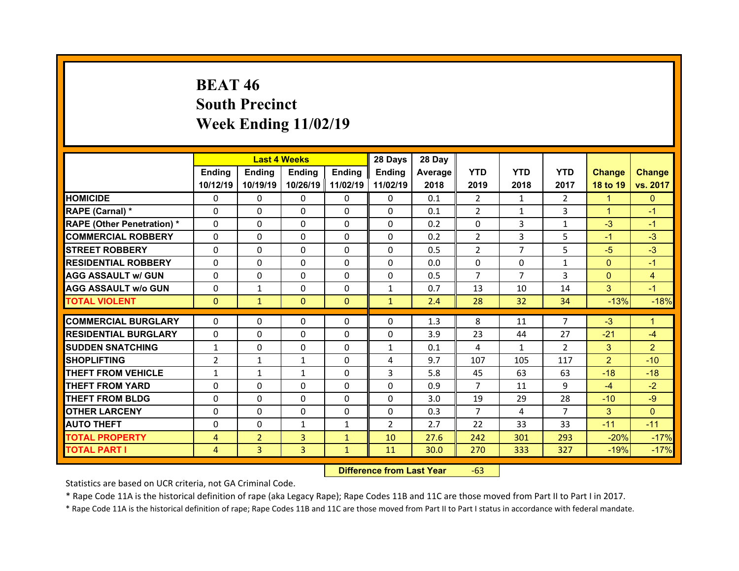# BEAT 46
## South Precinct
## Week Ending 11/02/19

| | Last 4 Weeks | | | | 28 Days | 28 Day | | | | | |
|---|---|---|---|---|---|---|---|---|---|---|---|
| | Ending 10/12/19 | Ending 10/19/19 | Ending 10/26/19 | Ending 11/02/19 | Ending 11/02/19 | Average 2018 | YTD 2019 | YTD 2018 | YTD 2017 | Change 18 to 19 | Change vs. 2017 |
| HOMICIDE | 0 | 0 | 0 | 0 | 0 | 0.1 | 2 | 1 | 2 | 1 | 0 |
| RAPE (Carnal) * | 0 | 0 | 0 | 0 | 0 | 0.1 | 2 | 1 | 3 | 1 | -1 |
| RAPE (Other Penetration) * | 0 | 0 | 0 | 0 | 0 | 0.2 | 0 | 3 | 1 | -3 | -1 |
| COMMERCIAL ROBBERY | 0 | 0 | 0 | 0 | 0 | 0.2 | 2 | 3 | 5 | -1 | -3 |
| STREET ROBBERY | 0 | 0 | 0 | 0 | 0 | 0.5 | 2 | 7 | 5 | -5 | -3 |
| RESIDENTIAL ROBBERY | 0 | 0 | 0 | 0 | 0 | 0.0 | 0 | 0 | 1 | 0 | -1 |
| AGG ASSAULT w/ GUN | 0 | 0 | 0 | 0 | 0 | 0.5 | 7 | 7 | 3 | 0 | 4 |
| AGG ASSAULT w/o GUN | 0 | 1 | 0 | 0 | 1 | 0.7 | 13 | 10 | 14 | 3 | -1 |
| TOTAL VIOLENT | 0 | 1 | 0 | 0 | 1 | 2.4 | 28 | 32 | 34 | -13% | -18% |
| COMMERCIAL BURGLARY | 0 | 0 | 0 | 0 | 0 | 1.3 | 8 | 11 | 7 | -3 | 1 |
| RESIDENTIAL BURGLARY | 0 | 0 | 0 | 0 | 0 | 3.9 | 23 | 44 | 27 | -21 | -4 |
| SUDDEN SNATCHING | 1 | 0 | 0 | 0 | 1 | 0.1 | 4 | 1 | 2 | 3 | 2 |
| SHOPLIFTING | 2 | 1 | 1 | 0 | 4 | 9.7 | 107 | 105 | 117 | 2 | -10 |
| THEFT FROM VEHICLE | 1 | 1 | 1 | 0 | 3 | 5.8 | 45 | 63 | 63 | -18 | -18 |
| THEFT FROM YARD | 0 | 0 | 0 | 0 | 0 | 0.9 | 7 | 11 | 9 | -4 | -2 |
| THEFT FROM BLDG | 0 | 0 | 0 | 0 | 0 | 3.0 | 19 | 29 | 28 | -10 | -9 |
| OTHER LARCENY | 0 | 0 | 0 | 0 | 0 | 0.3 | 7 | 4 | 7 | 3 | 0 |
| AUTO THEFT | 0 | 0 | 1 | 1 | 2 | 2.7 | 22 | 33 | 33 | -11 | -11 |
| TOTAL PROPERTY | 4 | 2 | 3 | 1 | 10 | 27.6 | 242 | 301 | 293 | -20% | -17% |
| TOTAL PART I | 4 | 3 | 3 | 1 | 11 | 30.0 | 270 | 333 | 327 | -19% | -17% |

**Difference from Last Year** -63

Statistics are based on UCR criteria, not GA Criminal Code.

* Rape Code 11A is the historical definition of rape (aka Legacy Rape); Rape Codes 11B and 11C are those moved from Part II to Part I in 2017.

* Rape Code 11A is the historical definition of rape; Rape Codes 11B and 11C are those moved from Part II to Part I status in accordance with federal mandate.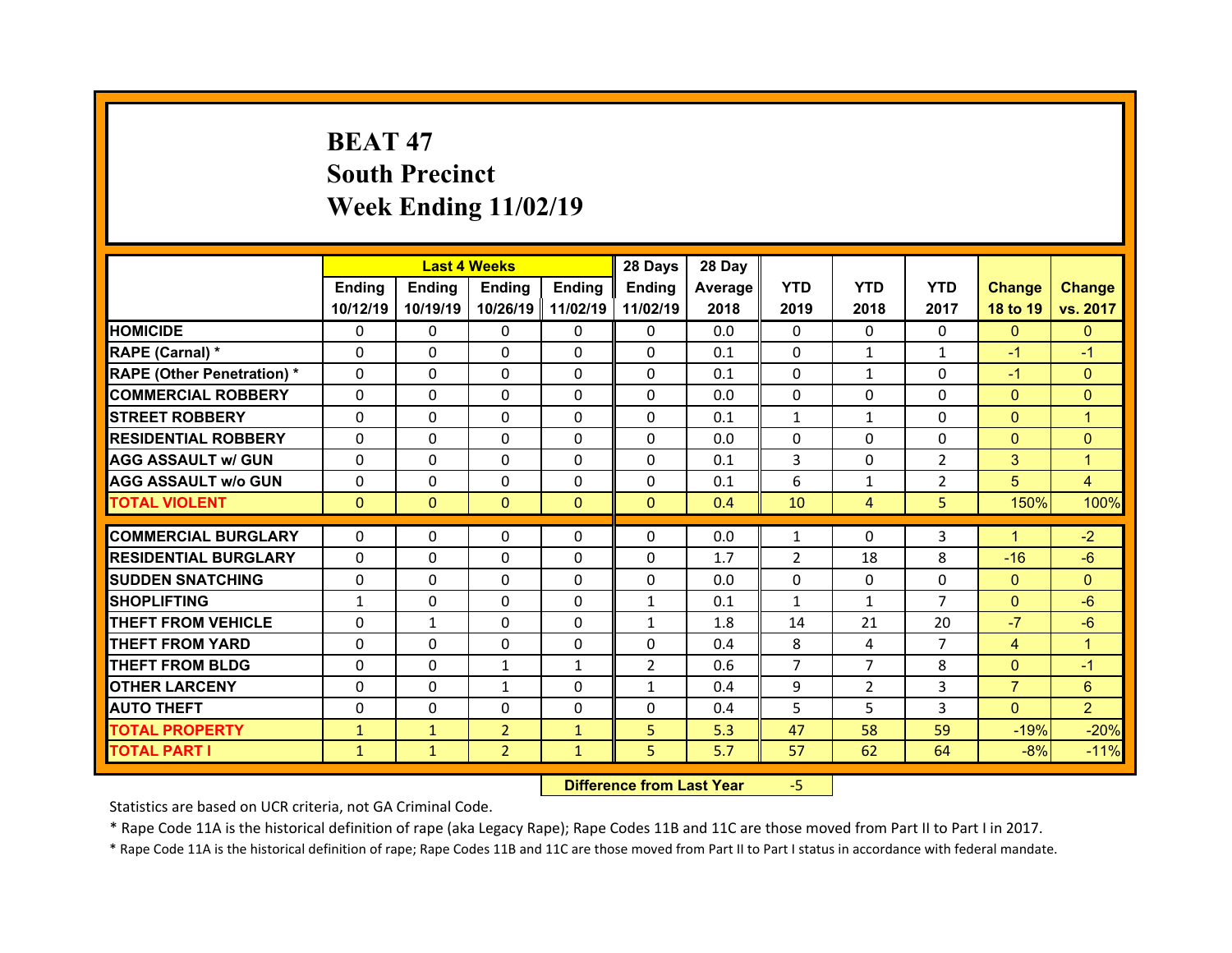# BEAT 47
## South Precinct
## Week Ending 11/02/19

| | Last 4 Weeks | | | | 28 Days | 28 Day | | | | | |
|---|---|---|---|---|---|---|---|---|---|---|---|
| | Ending 10/12/19 | Ending 10/19/19 | Ending 10/26/19 | Ending 11/02/19 | Ending 11/02/19 | Average 2018 | YTD 2019 | YTD 2018 | YTD 2017 | Change 18 to 19 | Change vs. 2017 |
| HOMICIDE | 0 | 0 | 0 | 0 | 0 | 0.0 | 0 | 0 | 0 | 0 | 0 |
| RAPE (Carnal) * | 0 | 0 | 0 | 0 | 0 | 0.1 | 0 | 1 | 1 | -1 | -1 |
| RAPE (Other Penetration) * | 0 | 0 | 0 | 0 | 0 | 0.1 | 0 | 1 | 0 | -1 | 0 |
| COMMERCIAL ROBBERY | 0 | 0 | 0 | 0 | 0 | 0.0 | 0 | 0 | 0 | 0 | 0 |
| STREET ROBBERY | 0 | 0 | 0 | 0 | 0 | 0.1 | 1 | 1 | 0 | 0 | 1 |
| RESIDENTIAL ROBBERY | 0 | 0 | 0 | 0 | 0 | 0.0 | 0 | 0 | 0 | 0 | 0 |
| AGG ASSAULT w/ GUN | 0 | 0 | 0 | 0 | 0 | 0.1 | 3 | 0 | 2 | 3 | 1 |
| AGG ASSAULT w/o GUN | 0 | 0 | 0 | 0 | 0 | 0.1 | 6 | 1 | 2 | 5 | 4 |
| TOTAL VIOLENT | 0 | 0 | 0 | 0 | 0 | 0.4 | 10 | 4 | 5 | 150% | 100% |
| COMMERCIAL BURGLARY | 0 | 0 | 0 | 0 | 0 | 0.0 | 1 | 0 | 3 | 1 | -2 |
| RESIDENTIAL BURGLARY | 0 | 0 | 0 | 0 | 0 | 1.7 | 2 | 18 | 8 | -16 | -6 |
| SUDDEN SNATCHING | 0 | 0 | 0 | 0 | 0 | 0.0 | 0 | 0 | 0 | 0 | 0 |
| SHOPLIFTING | 1 | 0 | 0 | 0 | 1 | 0.1 | 1 | 1 | 7 | 0 | -6 |
| THEFT FROM VEHICLE | 0 | 1 | 0 | 0 | 1 | 1.8 | 14 | 21 | 20 | -7 | -6 |
| THEFT FROM YARD | 0 | 0 | 0 | 0 | 0 | 0.4 | 8 | 4 | 7 | 4 | 1 |
| THEFT FROM BLDG | 0 | 0 | 1 | 1 | 2 | 0.6 | 7 | 7 | 8 | 0 | -1 |
| OTHER LARCENY | 0 | 0 | 1 | 0 | 1 | 0.4 | 9 | 2 | 3 | 7 | 6 |
| AUTO THEFT | 0 | 0 | 0 | 0 | 0 | 0.4 | 5 | 5 | 3 | 0 | 2 |
| TOTAL PROPERTY | 1 | 1 | 2 | 1 | 5 | 5.3 | 47 | 58 | 59 | -19% | -20% |
| TOTAL PART I | 1 | 1 | 2 | 1 | 5 | 5.7 | 57 | 62 | 64 | -8% | -11% |

**Difference from Last Year** -5

Statistics are based on UCR criteria, not GA Criminal Code.

* Rape Code 11A is the historical definition of rape (aka Legacy Rape); Rape Codes 11B and 11C are those moved from Part II to Part I in 2017.

* Rape Code 11A is the historical definition of rape; Rape Codes 11B and 11C are those moved from Part II to Part I status in accordance with federal mandate.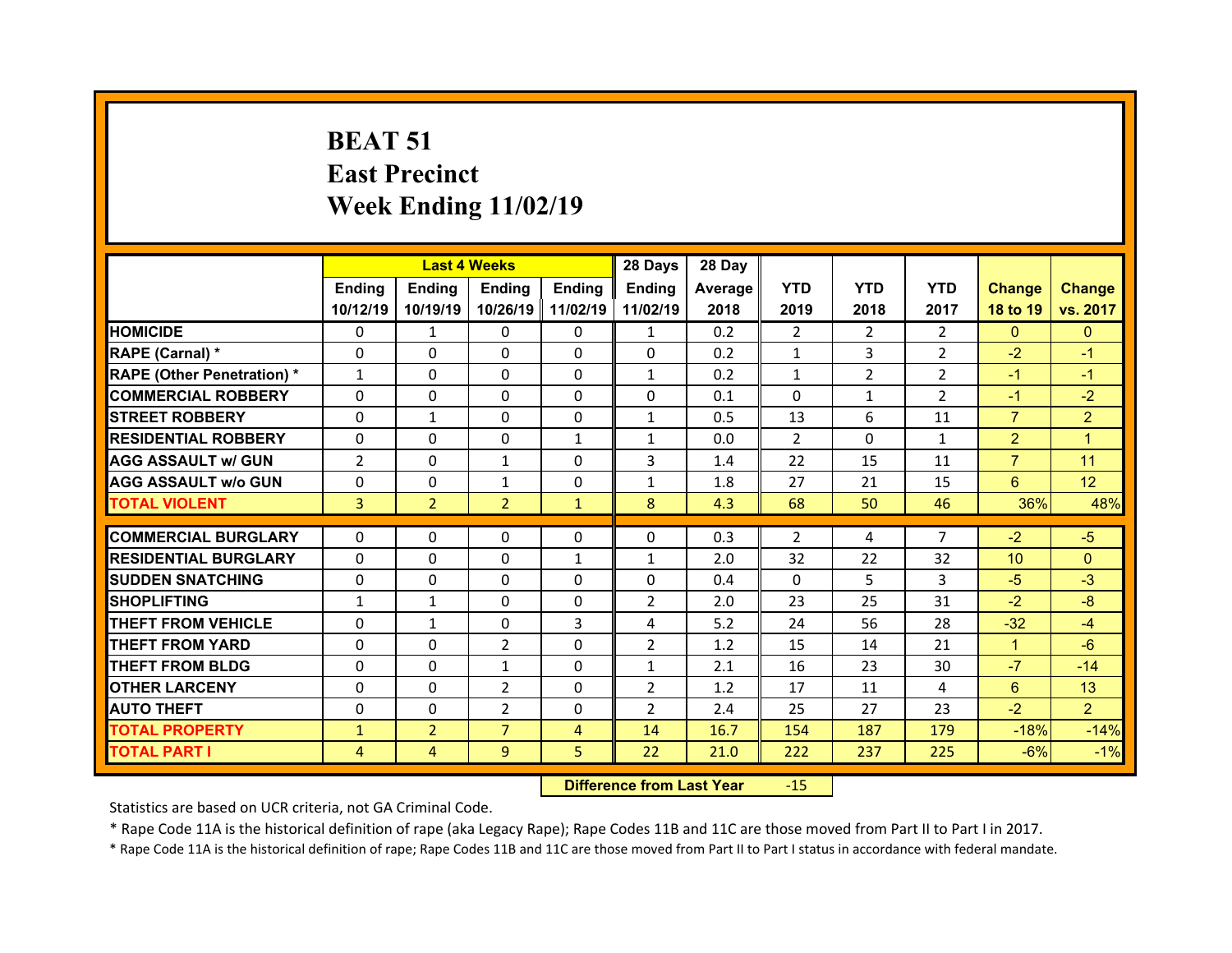# BEAT 51
# East Precinct
# Week Ending 11/02/19

| | Last 4 Weeks | | | | 28 Days | 28 Day | | | | | |
|---|---|---|---|---|---|---|---|---|---|---|---|
| | Ending 10/12/19 | Ending 10/19/19 | Ending 10/26/19 | Ending 11/02/19 | Ending 11/02/19 | Average 2018 | YTD 2019 | YTD 2018 | YTD 2017 | Change 18 to 19 | Change vs. 2017 |
| HOMICIDE | 0 | 1 | 0 | 0 | 1 | 0.2 | 2 | 2 | 2 | 0 | 0 |
| RAPE (Carnal) * | 0 | 0 | 0 | 0 | 0 | 0.2 | 1 | 3 | 2 | -2 | -1 |
| RAPE (Other Penetration) * | 1 | 0 | 0 | 0 | 1 | 0.2 | 1 | 2 | 2 | -1 | -1 |
| COMMERCIAL ROBBERY | 0 | 0 | 0 | 0 | 0 | 0.1 | 0 | 1 | 2 | -1 | -2 |
| STREET ROBBERY | 0 | 1 | 0 | 0 | 1 | 0.5 | 13 | 6 | 11 | 7 | 2 |
| RESIDENTIAL ROBBERY | 0 | 0 | 0 | 1 | 1 | 0.0 | 2 | 0 | 1 | 2 | 1 |
| AGG ASSAULT w/ GUN | 2 | 0 | 1 | 0 | 3 | 1.4 | 22 | 15 | 11 | 7 | 11 |
| AGG ASSAULT w/o GUN | 0 | 0 | 1 | 0 | 1 | 1.8 | 27 | 21 | 15 | 6 | 12 |
| TOTAL VIOLENT | 3 | 2 | 2 | 1 | 8 | 4.3 | 68 | 50 | 46 | 36% | 48% |
| COMMERCIAL BURGLARY | 0 | 0 | 0 | 0 | 0 | 0.3 | 2 | 4 | 7 | -2 | -5 |
| RESIDENTIAL BURGLARY | 0 | 0 | 0 | 1 | 1 | 2.0 | 32 | 22 | 32 | 10 | 0 |
| SUDDEN SNATCHING | 0 | 0 | 0 | 0 | 0 | 0.4 | 0 | 5 | 3 | -5 | -3 |
| SHOPLIFTING | 1 | 1 | 0 | 0 | 2 | 2.0 | 23 | 25 | 31 | -2 | -8 |
| THEFT FROM VEHICLE | 0 | 1 | 0 | 3 | 4 | 5.2 | 24 | 56 | 28 | -32 | -4 |
| THEFT FROM YARD | 0 | 0 | 2 | 0 | 2 | 1.2 | 15 | 14 | 21 | 1 | -6 |
| THEFT FROM BLDG | 0 | 0 | 1 | 0 | 1 | 2.1 | 16 | 23 | 30 | -7 | -14 |
| OTHER LARCENY | 0 | 0 | 2 | 0 | 2 | 1.2 | 17 | 11 | 4 | 6 | 13 |
| AUTO THEFT | 0 | 0 | 2 | 0 | 2 | 2.4 | 25 | 27 | 23 | -2 | 2 |
| TOTAL PROPERTY | 1 | 2 | 7 | 4 | 14 | 16.7 | 154 | 187 | 179 | -18% | -14% |
| TOTAL PART I | 4 | 4 | 9 | 5 | 22 | 21.0 | 222 | 237 | 225 | -6% | -1% |

**Difference from Last Year** -15

Statistics are based on UCR criteria, not GA Criminal Code.

* Rape Code 11A is the historical definition of rape (aka Legacy Rape); Rape Codes 11B and 11C are those moved from Part II to Part I in 2017.

* Rape Code 11A is the historical definition of rape; Rape Codes 11B and 11C are those moved from Part II to Part I status in accordance with federal mandate.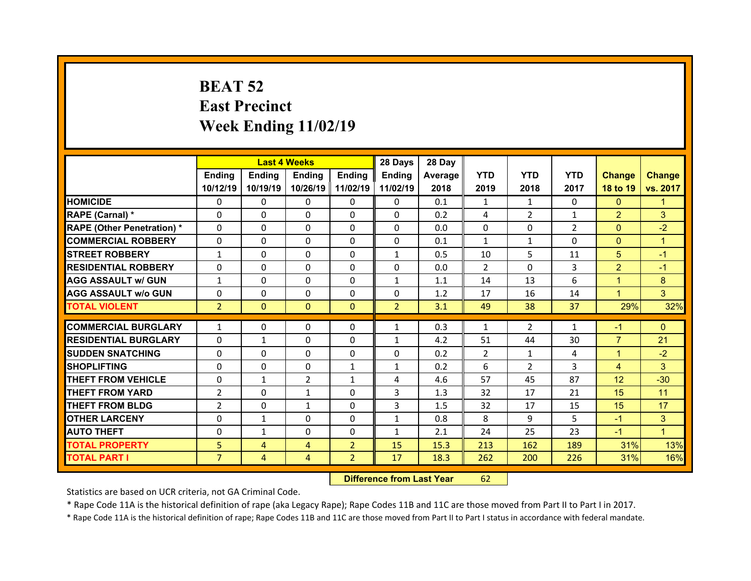# BEAT 52
## East Precinct
## Week Ending 11/02/19

| | Last 4 Weeks | | | | 28 Days | 28 Day | | | | | |
|---|---|---|---|---|---|---|---|---|---|---|---|
| | Ending 10/12/19 | Ending 10/19/19 | Ending 10/26/19 | Ending 11/02/19 | Ending 11/02/19 | Average 2018 | YTD 2019 | YTD 2018 | YTD 2017 | Change 18 to 19 | Change vs. 2017 |
| HOMICIDE | 0 | 0 | 0 | 0 | 0 | 0.1 | 1 | 1 | 0 | 0 | 1 |
| RAPE (Carnal) * | 0 | 0 | 0 | 0 | 0 | 0.2 | 4 | 2 | 1 | 2 | 3 |
| RAPE (Other Penetration) * | 0 | 0 | 0 | 0 | 0 | 0.0 | 0 | 0 | 2 | 0 | -2 |
| COMMERCIAL ROBBERY | 0 | 0 | 0 | 0 | 0 | 0.1 | 1 | 1 | 0 | 0 | 1 |
| STREET ROBBERY | 1 | 0 | 0 | 0 | 1 | 0.5 | 10 | 5 | 11 | 5 | -1 |
| RESIDENTIAL ROBBERY | 0 | 0 | 0 | 0 | 0 | 0.0 | 2 | 0 | 3 | 2 | -1 |
| AGG ASSAULT w/ GUN | 1 | 0 | 0 | 0 | 1 | 1.1 | 14 | 13 | 6 | 1 | 8 |
| AGG ASSAULT w/o GUN | 0 | 0 | 0 | 0 | 0 | 1.2 | 17 | 16 | 14 | 1 | 3 |
| TOTAL VIOLENT | 2 | 0 | 0 | 0 | 2 | 3.1 | 49 | 38 | 37 | 29% | 32% |
| COMMERCIAL BURGLARY | 1 | 0 | 0 | 0 | 1 | 0.3 | 1 | 2 | 1 | -1 | 0 |
| RESIDENTIAL BURGLARY | 0 | 1 | 0 | 0 | 1 | 4.2 | 51 | 44 | 30 | 7 | 21 |
| SUDDEN SNATCHING | 0 | 0 | 0 | 0 | 0 | 0.2 | 2 | 1 | 4 | 1 | -2 |
| SHOPLIFTING | 0 | 0 | 0 | 1 | 1 | 0.2 | 6 | 2 | 3 | 4 | 3 |
| THEFT FROM VEHICLE | 0 | 1 | 2 | 1 | 4 | 4.6 | 57 | 45 | 87 | 12 | -30 |
| THEFT FROM YARD | 2 | 0 | 1 | 0 | 3 | 1.3 | 32 | 17 | 21 | 15 | 11 |
| THEFT FROM BLDG | 2 | 0 | 1 | 0 | 3 | 1.5 | 32 | 17 | 15 | 15 | 17 |
| OTHER LARCENY | 0 | 1 | 0 | 0 | 1 | 0.8 | 8 | 9 | 5 | -1 | 3 |
| AUTO THEFT | 0 | 1 | 0 | 0 | 1 | 2.1 | 24 | 25 | 23 | -1 | 1 |
| TOTAL PROPERTY | 5 | 4 | 4 | 2 | 15 | 15.3 | 213 | 162 | 189 | 31% | 13% |
| TOTAL PART I | 7 | 4 | 4 | 2 | 17 | 18.3 | 262 | 200 | 226 | 31% | 16% |

**Difference from Last Year** 62

Statistics are based on UCR criteria, not GA Criminal Code.

* Rape Code 11A is the historical definition of rape (aka Legacy Rape); Rape Codes 11B and 11C are those moved from Part II to Part I in 2017.

* Rape Code 11A is the historical definition of rape; Rape Codes 11B and 11C are those moved from Part II to Part I status in accordance with federal mandate.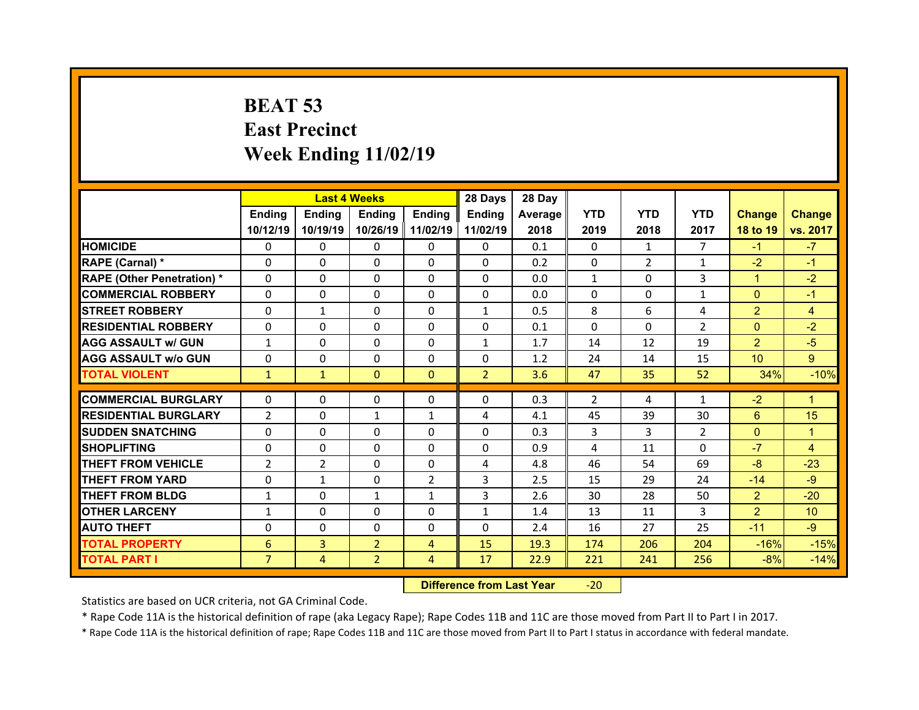# BEAT 53
# East Precinct
# Week Ending 11/02/19

| | Last 4 Weeks | | | | 28 Days | 28 Day | | | | | |
|---|---|---|---|---|---|---|---|---|---|---|---|
| | Ending 10/12/19 | Ending 10/19/19 | Ending 10/26/19 | Ending 11/02/19 | Ending 11/02/19 | Average 2018 | YTD 2019 | YTD 2018 | YTD 2017 | Change 18 to 19 | Change vs. 2017 |
| HOMICIDE | 0 | 0 | 0 | 0 | 0 | 0.1 | 0 | 1 | 7 | -1 | -7 |
| RAPE (Carnal) * | 0 | 0 | 0 | 0 | 0 | 0.2 | 0 | 2 | 1 | -2 | -1 |
| RAPE (Other Penetration) * | 0 | 0 | 0 | 0 | 0 | 0.0 | 1 | 0 | 3 | 1 | -2 |
| COMMERCIAL ROBBERY | 0 | 0 | 0 | 0 | 0 | 0.0 | 0 | 0 | 1 | 0 | -1 |
| STREET ROBBERY | 0 | 1 | 0 | 0 | 1 | 0.5 | 8 | 6 | 4 | 2 | 4 |
| RESIDENTIAL ROBBERY | 0 | 0 | 0 | 0 | 0 | 0.1 | 0 | 0 | 2 | 0 | -2 |
| AGG ASSAULT w/ GUN | 1 | 0 | 0 | 0 | 1 | 1.7 | 14 | 12 | 19 | 2 | -5 |
| AGG ASSAULT w/o GUN | 0 | 0 | 0 | 0 | 0 | 1.2 | 24 | 14 | 15 | 10 | 9 |
| TOTAL VIOLENT | 1 | 1 | 0 | 0 | 2 | 3.6 | 47 | 35 | 52 | 34% | -10% |
| COMMERCIAL BURGLARY | 0 | 0 | 0 | 0 | 0 | 0.3 | 2 | 4 | 1 | -2 | 1 |
| RESIDENTIAL BURGLARY | 2 | 0 | 1 | 1 | 4 | 4.1 | 45 | 39 | 30 | 6 | 15 |
| SUDDEN SNATCHING | 0 | 0 | 0 | 0 | 0 | 0.3 | 3 | 3 | 2 | 0 | 1 |
| SHOPLIFTING | 0 | 0 | 0 | 0 | 0 | 0.9 | 4 | 11 | 0 | -7 | 4 |
| THEFT FROM VEHICLE | 2 | 2 | 0 | 0 | 4 | 4.8 | 46 | 54 | 69 | -8 | -23 |
| THEFT FROM YARD | 0 | 1 | 0 | 2 | 3 | 2.5 | 15 | 29 | 24 | -14 | -9 |
| THEFT FROM BLDG | 1 | 0 | 1 | 1 | 3 | 2.6 | 30 | 28 | 50 | 2 | -20 |
| OTHER LARCENY | 1 | 0 | 0 | 0 | 1 | 1.4 | 13 | 11 | 3 | 2 | 10 |
| AUTO THEFT | 0 | 0 | 0 | 0 | 0 | 2.4 | 16 | 27 | 25 | -11 | -9 |
| TOTAL PROPERTY | 6 | 3 | 2 | 4 | 15 | 19.3 | 174 | 206 | 204 | -16% | -15% |
| TOTAL PART I | 7 | 4 | 2 | 4 | 17 | 22.9 | 221 | 241 | 256 | -8% | -14% |

**Difference from Last Year** -20

Statistics are based on UCR criteria, not GA Criminal Code.

* Rape Code 11A is the historical definition of rape (aka Legacy Rape); Rape Codes 11B and 11C are those moved from Part II to Part I in 2017.

* Rape Code 11A is the historical definition of rape; Rape Codes 11B and 11C are those moved from Part II to Part I status in accordance with federal mandate.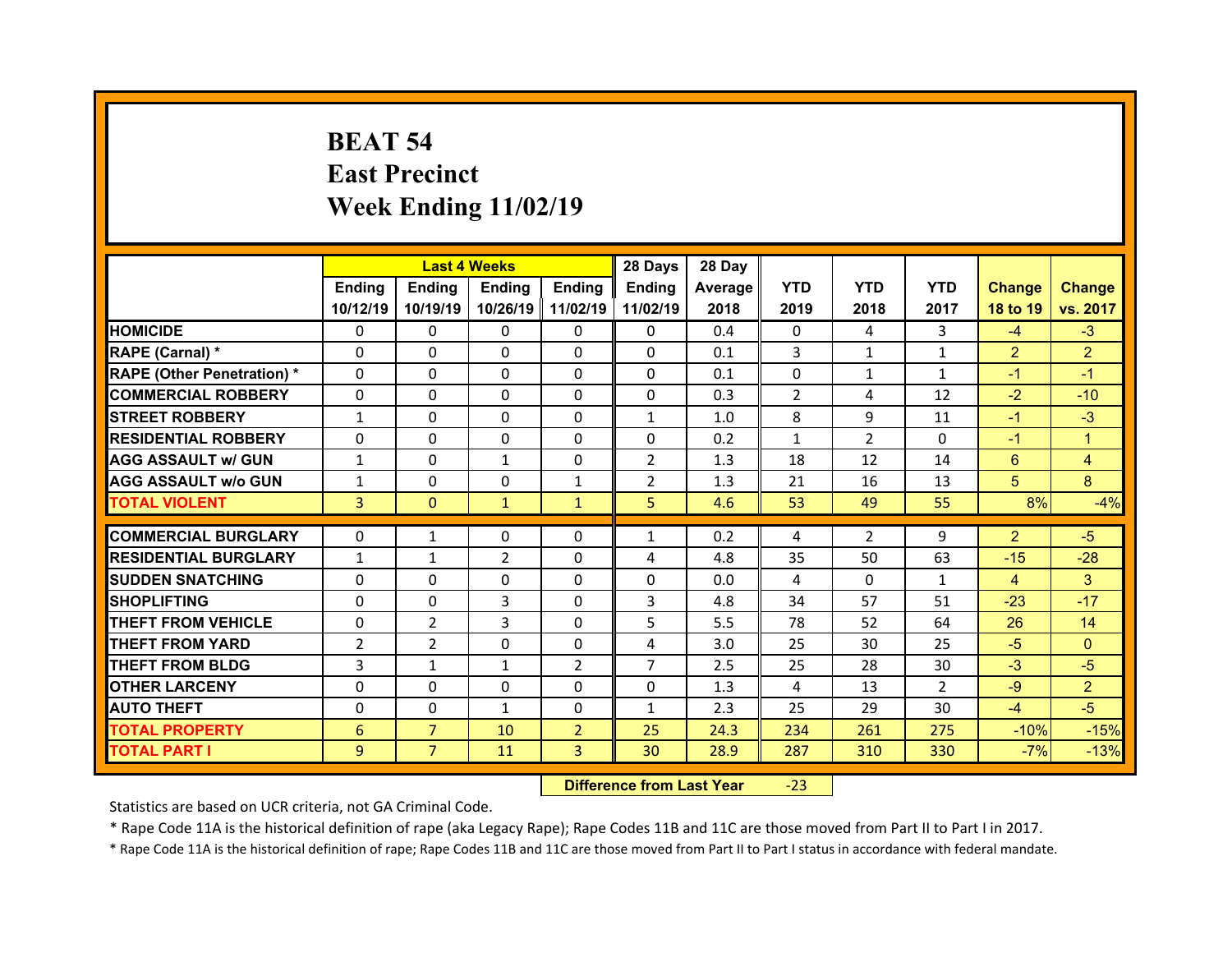# BEAT 54
## East Precinct
## Week Ending 11/02/19

| | Last 4 Weeks | | | | 28 Days | 28 Day | | | | | |
|---|---|---|---|---|---|---|---|---|---|---|---|
| | Ending 10/12/19 | Ending 10/19/19 | Ending 10/26/19 | Ending 11/02/19 | Ending 11/02/19 | Average 2018 | YTD 2019 | YTD 2018 | YTD 2017 | Change 18 to 19 | Change vs. 2017 |
| HOMICIDE | 0 | 0 | 0 | 0 | 0 | 0.4 | 0 | 4 | 3 | -4 | -3 |
| RAPE (Carnal) * | 0 | 0 | 0 | 0 | 0 | 0.1 | 3 | 1 | 1 | 2 | 2 |
| RAPE (Other Penetration) * | 0 | 0 | 0 | 0 | 0 | 0.1 | 0 | 1 | 1 | -1 | -1 |
| COMMERCIAL ROBBERY | 0 | 0 | 0 | 0 | 0 | 0.3 | 2 | 4 | 12 | -2 | -10 |
| STREET ROBBERY | 1 | 0 | 0 | 0 | 1 | 1.0 | 8 | 9 | 11 | -1 | -3 |
| RESIDENTIAL ROBBERY | 0 | 0 | 0 | 0 | 0 | 0.2 | 1 | 2 | 0 | -1 | 1 |
| AGG ASSAULT w/ GUN | 1 | 0 | 1 | 0 | 2 | 1.3 | 18 | 12 | 14 | 6 | 4 |
| AGG ASSAULT w/o GUN | 1 | 0 | 0 | 1 | 2 | 1.3 | 21 | 16 | 13 | 5 | 8 |
| TOTAL VIOLENT | 3 | 0 | 1 | 1 | 5 | 4.6 | 53 | 49 | 55 | 8% | -4% |
| COMMERCIAL BURGLARY | 0 | 1 | 0 | 0 | 1 | 0.2 | 4 | 2 | 9 | 2 | -5 |
| RESIDENTIAL BURGLARY | 1 | 1 | 2 | 0 | 4 | 4.8 | 35 | 50 | 63 | -15 | -28 |
| SUDDEN SNATCHING | 0 | 0 | 0 | 0 | 0 | 0.0 | 4 | 0 | 1 | 4 | 3 |
| SHOPLIFTING | 0 | 0 | 3 | 0 | 3 | 4.8 | 34 | 57 | 51 | -23 | -17 |
| THEFT FROM VEHICLE | 0 | 2 | 3 | 0 | 5 | 5.5 | 78 | 52 | 64 | 26 | 14 |
| THEFT FROM YARD | 2 | 2 | 0 | 0 | 4 | 3.0 | 25 | 30 | 25 | -5 | 0 |
| THEFT FROM BLDG | 3 | 1 | 1 | 2 | 7 | 2.5 | 25 | 28 | 30 | -3 | -5 |
| OTHER LARCENY | 0 | 0 | 0 | 0 | 0 | 1.3 | 4 | 13 | 2 | -9 | 2 |
| AUTO THEFT | 0 | 0 | 1 | 0 | 1 | 2.3 | 25 | 29 | 30 | -4 | -5 |
| TOTAL PROPERTY | 6 | 7 | 10 | 2 | 25 | 24.3 | 234 | 261 | 275 | -10% | -15% |
| TOTAL PART I | 9 | 7 | 11 | 3 | 30 | 28.9 | 287 | 310 | 330 | -7% | -13% |

**Difference from Last Year** -23

Statistics are based on UCR criteria, not GA Criminal Code.

* Rape Code 11A is the historical definition of rape (aka Legacy Rape); Rape Codes 11B and 11C are those moved from Part II to Part I in 2017.

* Rape Code 11A is the historical definition of rape; Rape Codes 11B and 11C are those moved from Part II to Part I status in accordance with federal mandate.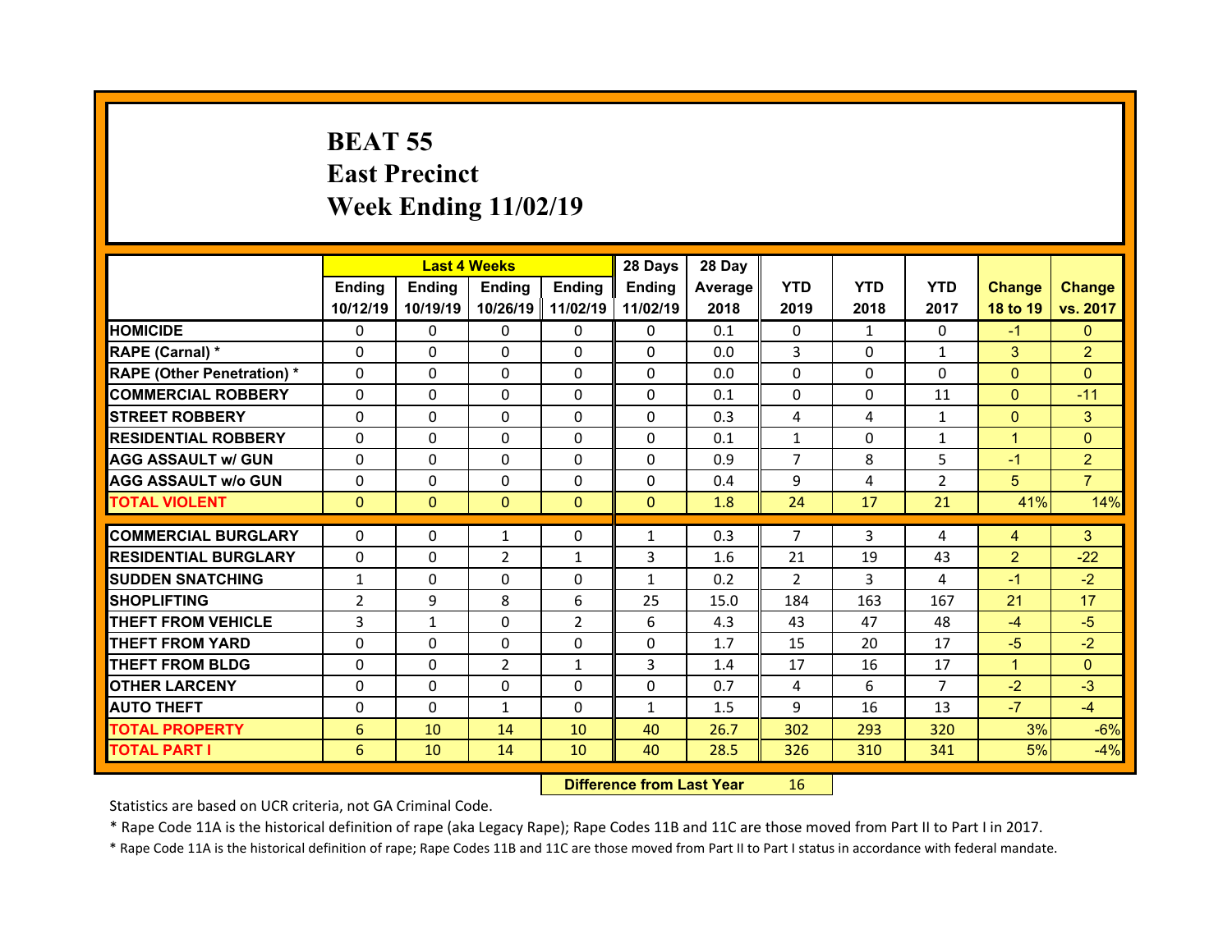# BEAT 55
## East Precinct
## Week Ending 11/02/19

| | Last 4 Weeks | | | | 28 Days | 28 Day | | | | | |
|---|---|---|---|---|---|---|---|---|---|---|---|
| | Ending 10/12/19 | Ending 10/19/19 | Ending 10/26/19 | Ending 11/02/19 | Ending 11/02/19 | Average 2018 | YTD 2019 | YTD 2018 | YTD 2017 | Change 18 to 19 | Change vs. 2017 |
| HOMICIDE | 0 | 0 | 0 | 0 | 0 | 0.1 | 0 | 1 | 0 | -1 | 0 |
| RAPE (Carnal) * | 0 | 0 | 0 | 0 | 0 | 0.0 | 3 | 0 | 1 | 3 | 2 |
| RAPE (Other Penetration) * | 0 | 0 | 0 | 0 | 0 | 0.0 | 0 | 0 | 0 | 0 | 0 |
| COMMERCIAL ROBBERY | 0 | 0 | 0 | 0 | 0 | 0.1 | 0 | 0 | 11 | 0 | -11 |
| STREET ROBBERY | 0 | 0 | 0 | 0 | 0 | 0.3 | 4 | 4 | 1 | 0 | 3 |
| RESIDENTIAL ROBBERY | 0 | 0 | 0 | 0 | 0 | 0.1 | 1 | 0 | 1 | 1 | 0 |
| AGG ASSAULT w/ GUN | 0 | 0 | 0 | 0 | 0 | 0.9 | 7 | 8 | 5 | -1 | 2 |
| AGG ASSAULT w/o GUN | 0 | 0 | 0 | 0 | 0 | 0.4 | 9 | 4 | 2 | 5 | 7 |
| TOTAL VIOLENT | 0 | 0 | 0 | 0 | 0 | 1.8 | 24 | 17 | 21 | 41% | 14% |
| COMMERCIAL BURGLARY | 0 | 0 | 1 | 0 | 1 | 0.3 | 7 | 3 | 4 | 4 | 3 |
| RESIDENTIAL BURGLARY | 0 | 0 | 2 | 1 | 3 | 1.6 | 21 | 19 | 43 | 2 | -22 |
| SUDDEN SNATCHING | 1 | 0 | 0 | 0 | 1 | 0.2 | 2 | 3 | 4 | -1 | -2 |
| SHOPLIFTING | 2 | 9 | 8 | 6 | 25 | 15.0 | 184 | 163 | 167 | 21 | 17 |
| THEFT FROM VEHICLE | 3 | 1 | 0 | 2 | 6 | 4.3 | 43 | 47 | 48 | -4 | -5 |
| THEFT FROM YARD | 0 | 0 | 0 | 0 | 0 | 1.7 | 15 | 20 | 17 | -5 | -2 |
| THEFT FROM BLDG | 0 | 0 | 2 | 1 | 3 | 1.4 | 17 | 16 | 17 | 1 | 0 |
| OTHER LARCENY | 0 | 0 | 0 | 0 | 0 | 0.7 | 4 | 6 | 7 | -2 | -3 |
| AUTO THEFT | 0 | 0 | 1 | 0 | 1 | 1.5 | 9 | 16 | 13 | -7 | -4 |
| TOTAL PROPERTY | 6 | 10 | 14 | 10 | 40 | 26.7 | 302 | 293 | 320 | 3% | -6% |
| TOTAL PART I | 6 | 10 | 14 | 10 | 40 | 28.5 | 326 | 310 | 341 | 5% | -4% |

**Difference from Last Year** 16

Statistics are based on UCR criteria, not GA Criminal Code.

* Rape Code 11A is the historical definition of rape (aka Legacy Rape); Rape Codes 11B and 11C are those moved from Part II to Part I in 2017.

* Rape Code 11A is the historical definition of rape; Rape Codes 11B and 11C are those moved from Part II to Part I status in accordance with federal mandate.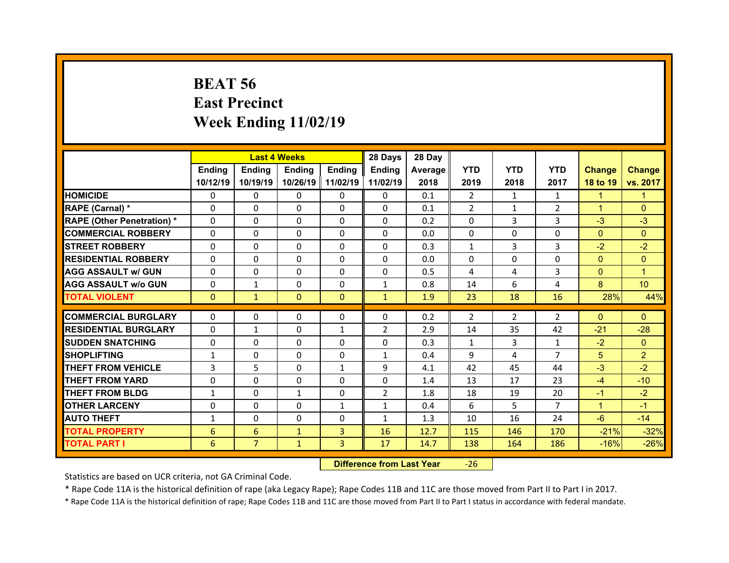# BEAT 56
# East Precinct
# Week Ending 11/02/19

| | Last 4 Weeks | | | | 28 Days | 28 Day | | | | | |
|---|---|---|---|---|---|---|---|---|---|---|---|
| | Ending 10/12/19 | Ending 10/19/19 | Ending 10/26/19 | Ending 11/02/19 | Ending 11/02/19 | Average 2018 | YTD 2019 | YTD 2018 | YTD 2017 | Change 18 to 19 | Change vs. 2017 |
| HOMICIDE | 0 | 0 | 0 | 0 | 0 | 0.1 | 2 | 1 | 1 | 1 | 1 |
| RAPE (Carnal) * | 0 | 0 | 0 | 0 | 0 | 0.1 | 2 | 1 | 2 | 1 | 0 |
| RAPE (Other Penetration) * | 0 | 0 | 0 | 0 | 0 | 0.2 | 0 | 3 | 3 | -3 | -3 |
| COMMERCIAL ROBBERY | 0 | 0 | 0 | 0 | 0 | 0.0 | 0 | 0 | 0 | 0 | 0 |
| STREET ROBBERY | 0 | 0 | 0 | 0 | 0 | 0.3 | 1 | 3 | 3 | -2 | -2 |
| RESIDENTIAL ROBBERY | 0 | 0 | 0 | 0 | 0 | 0.0 | 0 | 0 | 0 | 0 | 0 |
| AGG ASSAULT w/ GUN | 0 | 0 | 0 | 0 | 0 | 0.5 | 4 | 4 | 3 | 0 | 1 |
| AGG ASSAULT w/o GUN | 0 | 1 | 0 | 0 | 1 | 0.8 | 14 | 6 | 4 | 8 | 10 |
| TOTAL VIOLENT | 0 | 1 | 0 | 0 | 1 | 1.9 | 23 | 18 | 16 | 28% | 44% |
| COMMERCIAL BURGLARY | 0 | 0 | 0 | 0 | 0 | 0.2 | 2 | 2 | 2 | 0 | 0 |
| RESIDENTIAL BURGLARY | 0 | 1 | 0 | 1 | 2 | 2.9 | 14 | 35 | 42 | -21 | -28 |
| SUDDEN SNATCHING | 0 | 0 | 0 | 0 | 0 | 0.3 | 1 | 3 | 1 | -2 | 0 |
| SHOPLIFTING | 1 | 0 | 0 | 0 | 1 | 0.4 | 9 | 4 | 7 | 5 | 2 |
| THEFT FROM VEHICLE | 3 | 5 | 0 | 1 | 9 | 4.1 | 42 | 45 | 44 | -3 | -2 |
| THEFT FROM YARD | 0 | 0 | 0 | 0 | 0 | 1.4 | 13 | 17 | 23 | -4 | -10 |
| THEFT FROM BLDG | 1 | 0 | 1 | 0 | 2 | 1.8 | 18 | 19 | 20 | -1 | -2 |
| OTHER LARCENY | 0 | 0 | 0 | 1 | 1 | 0.4 | 6 | 5 | 7 | 1 | -1 |
| AUTO THEFT | 1 | 0 | 0 | 0 | 1 | 1.3 | 10 | 16 | 24 | -6 | -14 |
| TOTAL PROPERTY | 6 | 6 | 1 | 3 | 16 | 12.7 | 115 | 146 | 170 | -21% | -32% |
| TOTAL PART I | 6 | 7 | 1 | 3 | 17 | 14.7 | 138 | 164 | 186 | -16% | -26% |

**Difference from Last Year** -26

Statistics are based on UCR criteria, not GA Criminal Code.

* Rape Code 11A is the historical definition of rape (aka Legacy Rape); Rape Codes 11B and 11C are those moved from Part II to Part I in 2017.

* Rape Code 11A is the historical definition of rape; Rape Codes 11B and 11C are those moved from Part II to Part I status in accordance with federal mandate.